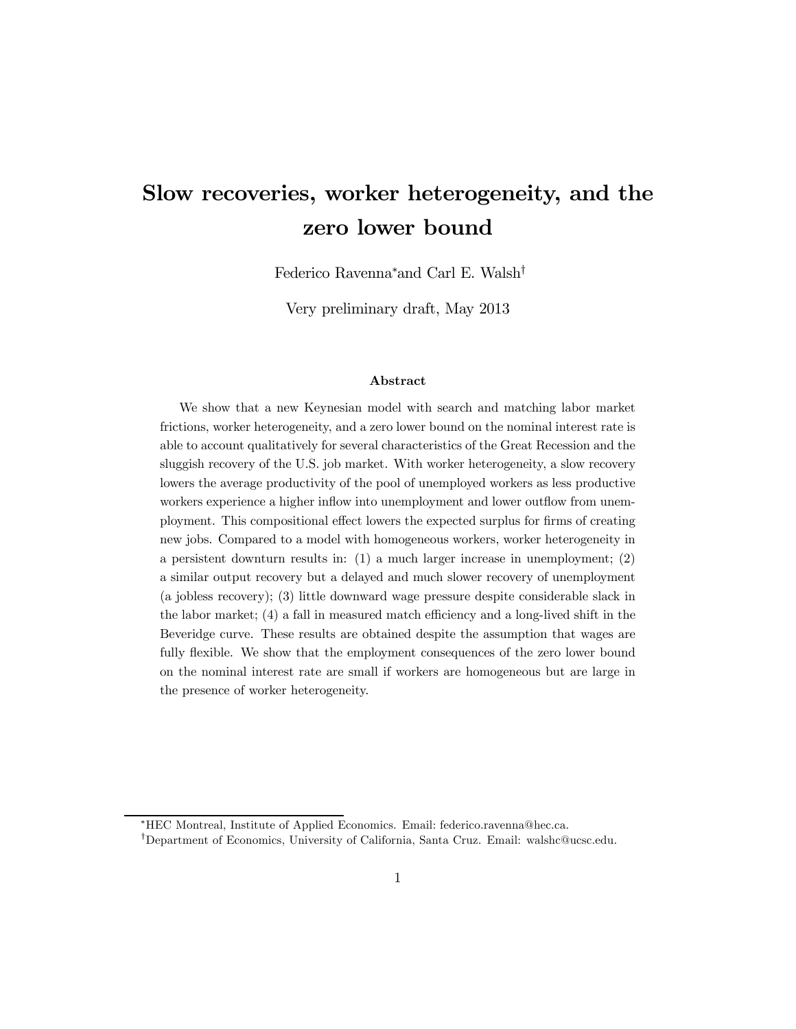# Slow recoveries, worker heterogeneity, and the zero lower bound

Federico Ravenna[*] and Carl E. Walsh[†]

Very preliminary draft, May 2013

### Abstract

We show that a new Keynesian model with search and matching labor market frictions, worker heterogeneity, and a zero lower bound on the nominal interest rate is able to account qualitatively for several characteristics of the Great Recession and the sluggish recovery of the U.S. job market. With worker heterogeneity, a slow recovery lowers the average productivity of the pool of unemployed workers as less productive workers experience a higher inflow into unemployment and lower outflow from unemployment. This compositional effect lowers the expected surplus for firms of creating new jobs. Compared to a model with homogeneous workers, worker heterogeneity in a persistent downturn results in: (1) a much larger increase in unemployment; (2) a similar output recovery but a delayed and much slower recovery of unemployment (a jobless recovery); (3) little downward wage pressure despite considerable slack in the labor market; (4) a fall in measured match efficiency and a long-lived shift in the Beveridge curve. These results are obtained despite the assumption that wages are fully flexible. We show that the employment consequences of the zero lower bound on the nominal interest rate are small if workers are homogeneous but are large in the presence of worker heterogeneity.

---

[*] HEC Montreal, Institute of Applied Economics. Email: federico.ravenna@hec.ca.

[†] Department of Economics, University of California, Santa Cruz. Email: walshc@ucsc.edu.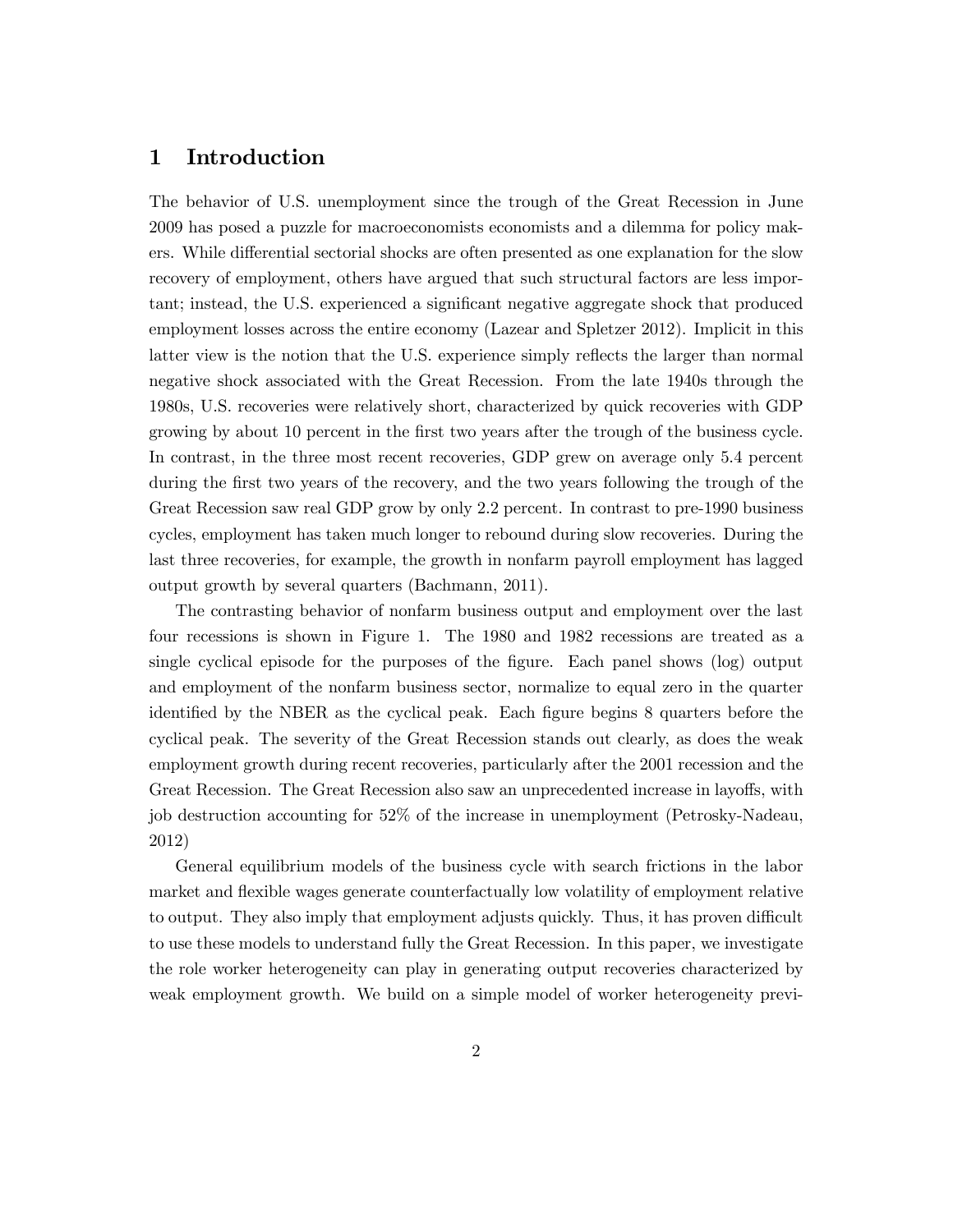# 1 Introduction

The behavior of U.S. unemployment since the trough of the Great Recession in June 2009 has posed a puzzle for macroeconomists economists and a dilemma for policy makers. While differential sectorial shocks are often presented as one explanation for the slow recovery of employment, others have argued that such structural factors are less important; instead, the U.S. experienced a significant negative aggregate shock that produced employment losses across the entire economy (Lazear and Spletzer 2012). Implicit in this latter view is the notion that the U.S. experience simply reflects the larger than normal negative shock associated with the Great Recession. From the late 1940s through the 1980s, U.S. recoveries were relatively short, characterized by quick recoveries with GDP growing by about 10 percent in the first two years after the trough of the business cycle. In contrast, in the three most recent recoveries, GDP grew on average only 5.4 percent during the first two years of the recovery, and the two years following the trough of the Great Recession saw real GDP grow by only 2.2 percent. In contrast to pre-1990 business cycles, employment has taken much longer to rebound during slow recoveries. During the last three recoveries, for example, the growth in nonfarm payroll employment has lagged output growth by several quarters (Bachmann, 2011).

The contrasting behavior of nonfarm business output and employment over the last four recessions is shown in Figure 1. The 1980 and 1982 recessions are treated as a single cyclical episode for the purposes of the figure. Each panel shows (log) output and employment of the nonfarm business sector, normalize to equal zero in the quarter identified by the NBER as the cyclical peak. Each figure begins 8 quarters before the cyclical peak. The severity of the Great Recession stands out clearly, as does the weak employment growth during recent recoveries, particularly after the 2001 recession and the Great Recession. The Great Recession also saw an unprecedented increase in layoffs, with job destruction accounting for 52% of the increase in unemployment (Petrosky-Nadeau, 2012)

General equilibrium models of the business cycle with search frictions in the labor market and flexible wages generate counterfactually low volatility of employment relative to output. They also imply that employment adjusts quickly. Thus, it has proven difficult to use these models to understand fully the Great Recession. In this paper, we investigate the role worker heterogeneity can play in generating output recoveries characterized by weak employment growth. We build on a simple model of worker heterogeneity previ-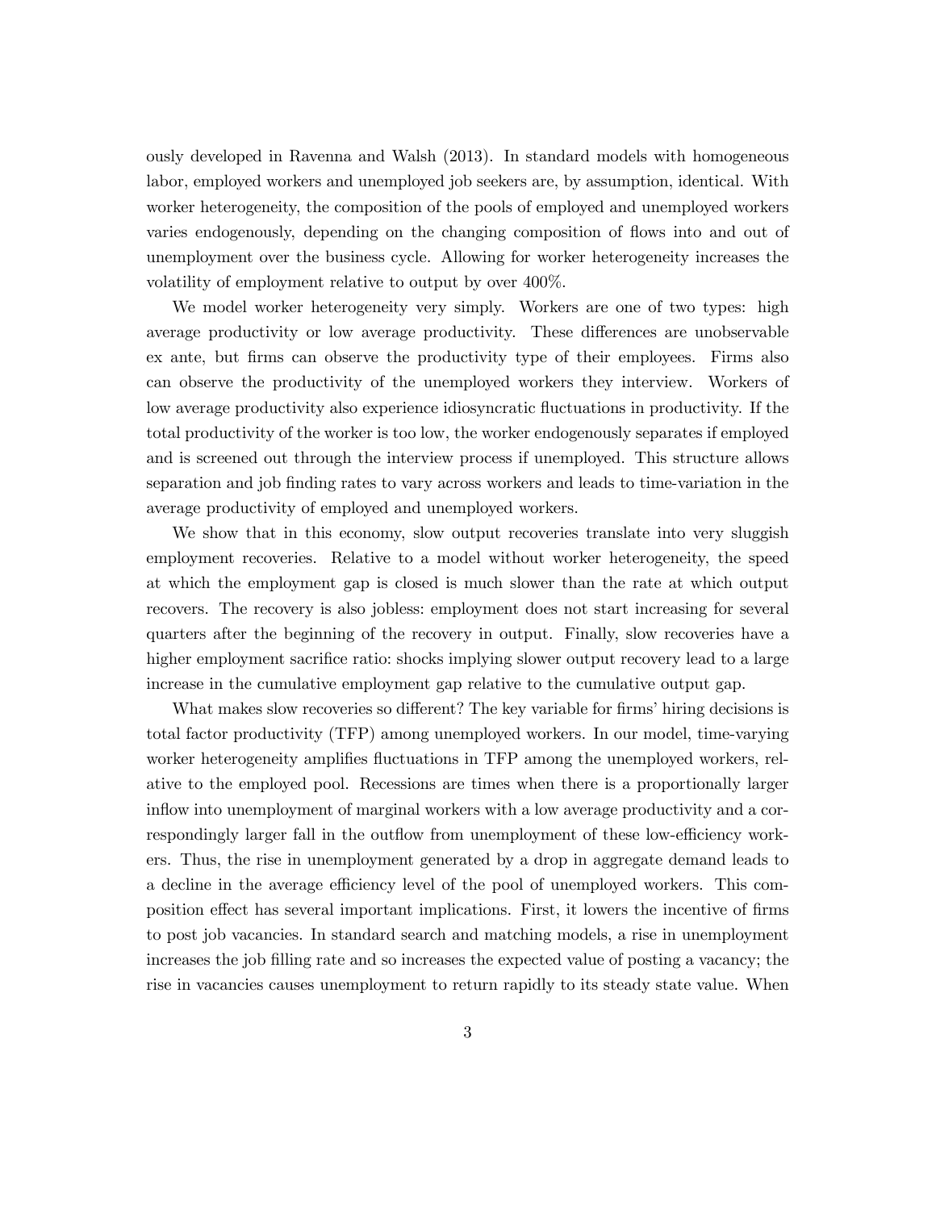ously developed in Ravenna and Walsh (2013). In standard models with homogeneous labor, employed workers and unemployed job seekers are, by assumption, identical. With worker heterogeneity, the composition of the pools of employed and unemployed workers varies endogenously, depending on the changing composition of flows into and out of unemployment over the business cycle. Allowing for worker heterogeneity increases the volatility of employment relative to output by over 400%.

We model worker heterogeneity very simply. Workers are one of two types: high average productivity or low average productivity. These differences are unobservable ex ante, but firms can observe the productivity type of their employees. Firms also can observe the productivity of the unemployed workers they interview. Workers of low average productivity also experience idiosyncratic fluctuations in productivity. If the total productivity of the worker is too low, the worker endogenously separates if employed and is screened out through the interview process if unemployed. This structure allows separation and job finding rates to vary across workers and leads to time-variation in the average productivity of employed and unemployed workers.

We show that in this economy, slow output recoveries translate into very sluggish employment recoveries. Relative to a model without worker heterogeneity, the speed at which the employment gap is closed is much slower than the rate at which output recovers. The recovery is also jobless: employment does not start increasing for several quarters after the beginning of the recovery in output. Finally, slow recoveries have a higher employment sacrifice ratio: shocks implying slower output recovery lead to a large increase in the cumulative employment gap relative to the cumulative output gap.

What makes slow recoveries so different? The key variable for firms' hiring decisions is total factor productivity (TFP) among unemployed workers. In our model, time-varying worker heterogeneity amplifies fluctuations in TFP among the unemployed workers, relative to the employed pool. Recessions are times when there is a proportionally larger inflow into unemployment of marginal workers with a low average productivity and a correspondingly larger fall in the outflow from unemployment of these low-efficiency workers. Thus, the rise in unemployment generated by a drop in aggregate demand leads to a decline in the average efficiency level of the pool of unemployed workers. This composition effect has several important implications. First, it lowers the incentive of firms to post job vacancies. In standard search and matching models, a rise in unemployment increases the job filling rate and so increases the expected value of posting a vacancy; the rise in vacancies causes unemployment to return rapidly to its steady state value. When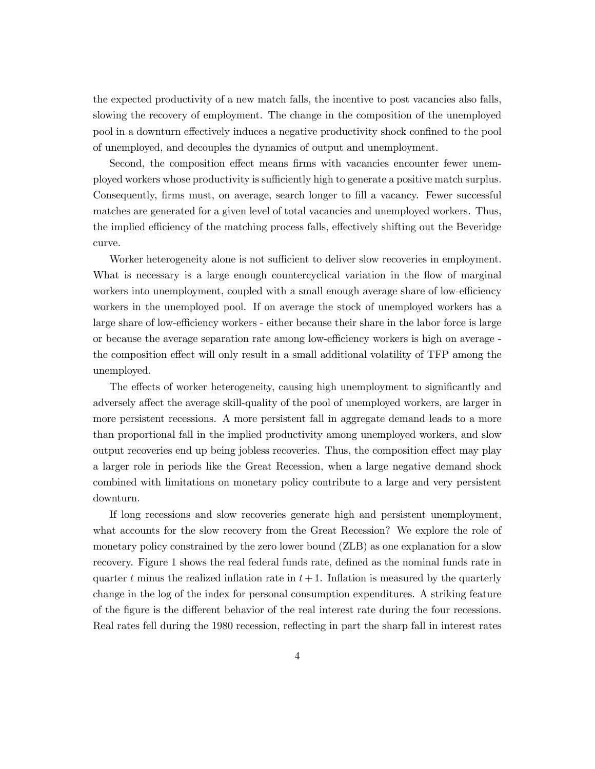the expected productivity of a new match falls, the incentive to post vacancies also falls, slowing the recovery of employment. The change in the composition of the unemployed pool in a downturn effectively induces a negative productivity shock confined to the pool of unemployed, and decouples the dynamics of output and unemployment.

Second, the composition effect means firms with vacancies encounter fewer unemployed workers whose productivity is sufficiently high to generate a positive match surplus. Consequently, firms must, on average, search longer to fill a vacancy. Fewer successful matches are generated for a given level of total vacancies and unemployed workers. Thus, the implied efficiency of the matching process falls, effectively shifting out the Beveridge curve.

Worker heterogeneity alone is not sufficient to deliver slow recoveries in employment. What is necessary is a large enough countercyclical variation in the flow of marginal workers into unemployment, coupled with a small enough average share of low-efficiency workers in the unemployed pool. If on average the stock of unemployed workers has a large share of low-efficiency workers - either because their share in the labor force is large or because the average separation rate among low-efficiency workers is high on average - the composition effect will only result in a small additional volatility of TFP among the unemployed.

The effects of worker heterogeneity, causing high unemployment to significantly and adversely affect the average skill-quality of the pool of unemployed workers, are larger in more persistent recessions. A more persistent fall in aggregate demand leads to a more than proportional fall in the implied productivity among unemployed workers, and slow output recoveries end up being jobless recoveries. Thus, the composition effect may play a larger role in periods like the Great Recession, when a large negative demand shock combined with limitations on monetary policy contribute to a large and very persistent downturn.

If long recessions and slow recoveries generate high and persistent unemployment, what accounts for the slow recovery from the Great Recession? We explore the role of monetary policy constrained by the zero lower bound (ZLB) as one explanation for a slow recovery. Figure 1 shows the real federal funds rate, defined as the nominal funds rate in quarter $t$ minus the realized inflation rate in $t+1$. Inflation is measured by the quarterly change in the log of the index for personal consumption expenditures. A striking feature of the figure is the different behavior of the real interest rate during the four recessions. Real rates fell during the 1980 recession, reflecting in part the sharp fall in interest rates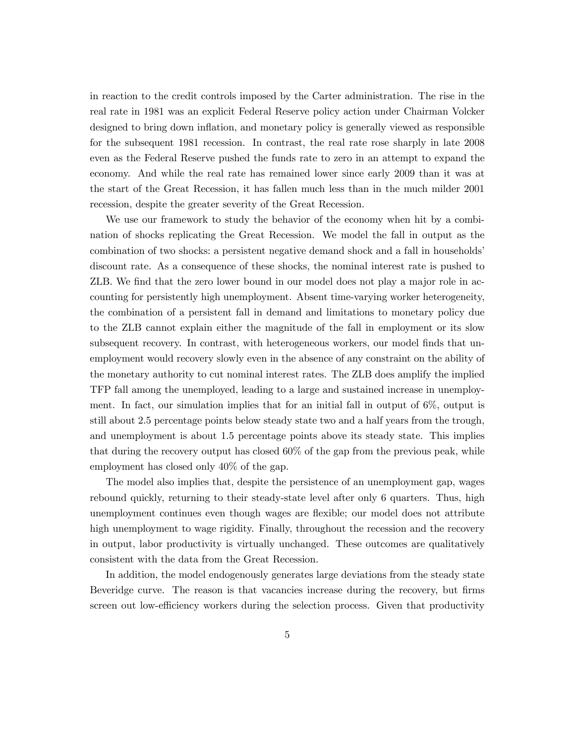in reaction to the credit controls imposed by the Carter administration. The rise in the real rate in 1981 was an explicit Federal Reserve policy action under Chairman Volcker designed to bring down inflation, and monetary policy is generally viewed as responsible for the subsequent 1981 recession. In contrast, the real rate rose sharply in late 2008 even as the Federal Reserve pushed the funds rate to zero in an attempt to expand the economy. And while the real rate has remained lower since early 2009 than it was at the start of the Great Recession, it has fallen much less than in the much milder 2001 recession, despite the greater severity of the Great Recession.

We use our framework to study the behavior of the economy when hit by a combination of shocks replicating the Great Recession. We model the fall in output as the combination of two shocks: a persistent negative demand shock and a fall in households' discount rate. As a consequence of these shocks, the nominal interest rate is pushed to ZLB. We find that the zero lower bound in our model does not play a major role in accounting for persistently high unemployment. Absent time-varying worker heterogeneity, the combination of a persistent fall in demand and limitations to monetary policy due to the ZLB cannot explain either the magnitude of the fall in employment or its slow subsequent recovery. In contrast, with heterogeneous workers, our model finds that unemployment would recovery slowly even in the absence of any constraint on the ability of the monetary authority to cut nominal interest rates. The ZLB does amplify the implied TFP fall among the unemployed, leading to a large and sustained increase in unemployment. In fact, our simulation implies that for an initial fall in output of 6%, output is still about 2.5 percentage points below steady state two and a half years from the trough, and unemployment is about 1.5 percentage points above its steady state. This implies that during the recovery output has closed 60% of the gap from the previous peak, while employment has closed only 40% of the gap.

The model also implies that, despite the persistence of an unemployment gap, wages rebound quickly, returning to their steady-state level after only 6 quarters. Thus, high unemployment continues even though wages are flexible; our model does not attribute high unemployment to wage rigidity. Finally, throughout the recession and the recovery in output, labor productivity is virtually unchanged. These outcomes are qualitatively consistent with the data from the Great Recession.

In addition, the model endogenously generates large deviations from the steady state Beveridge curve. The reason is that vacancies increase during the recovery, but firms screen out low-efficiency workers during the selection process. Given that productivity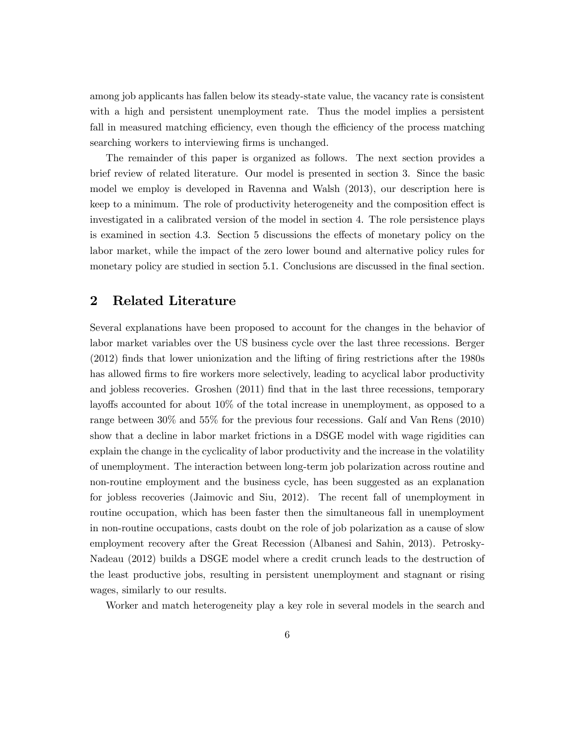among job applicants has fallen below its steady-state value, the vacancy rate is consistent with a high and persistent unemployment rate. Thus the model implies a persistent fall in measured matching efficiency, even though the efficiency of the process matching searching workers to interviewing firms is unchanged.

The remainder of this paper is organized as follows. The next section provides a brief review of related literature. Our model is presented in section 3. Since the basic model we employ is developed in Ravenna and Walsh (2013), our description here is keep to a minimum. The role of productivity heterogeneity and the composition effect is investigated in a calibrated version of the model in section 4. The role persistence plays is examined in section 4.3. Section 5 discussions the effects of monetary policy on the labor market, while the impact of the zero lower bound and alternative policy rules for monetary policy are studied in section 5.1. Conclusions are discussed in the final section.

## 2 Related Literature

Several explanations have been proposed to account for the changes in the behavior of labor market variables over the US business cycle over the last three recessions. Berger (2012) finds that lower unionization and the lifting of firing restrictions after the 1980s has allowed firms to fire workers more selectively, leading to acyclical labor productivity and jobless recoveries. Groshen (2011) find that in the last three recessions, temporary layoffs accounted for about 10% of the total increase in unemployment, as opposed to a range between 30% and 55% for the previous four recessions. Galí and Van Rens (2010) show that a decline in labor market frictions in a DSGE model with wage rigidities can explain the change in the cyclicality of labor productivity and the increase in the volatility of unemployment. The interaction between long-term job polarization across routine and non-routine employment and the business cycle, has been suggested as an explanation for jobless recoveries (Jaimovic and Siu, 2012). The recent fall of unemployment in routine occupation, which has been faster then the simultaneous fall in unemployment in non-routine occupations, casts doubt on the role of job polarization as a cause of slow employment recovery after the Great Recession (Albanesi and Sahin, 2013). Petrosky-Nadeau (2012) builds a DSGE model where a credit crunch leads to the destruction of the least productive jobs, resulting in persistent unemployment and stagnant or rising wages, similarly to our results.

Worker and match heterogeneity play a key role in several models in the search and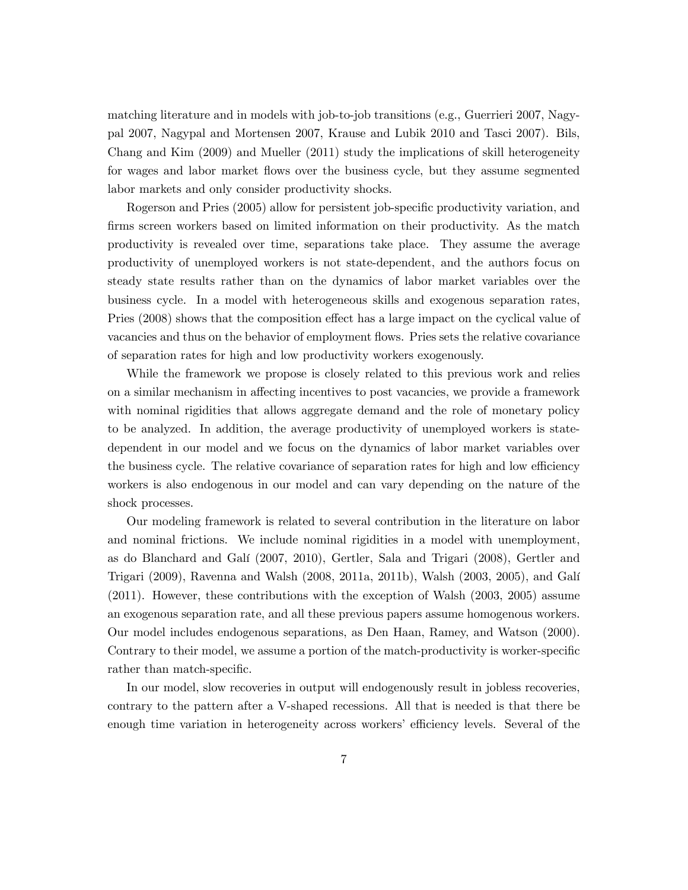matching literature and in models with job-to-job transitions (e.g., Guerrieri 2007, Nagypal 2007, Nagypal and Mortensen 2007, Krause and Lubik 2010 and Tasci 2007). Bils, Chang and Kim (2009) and Mueller (2011) study the implications of skill heterogeneity for wages and labor market flows over the business cycle, but they assume segmented labor markets and only consider productivity shocks.

Rogerson and Pries (2005) allow for persistent job-specific productivity variation, and firms screen workers based on limited information on their productivity. As the match productivity is revealed over time, separations take place. They assume the average productivity of unemployed workers is not state-dependent, and the authors focus on steady state results rather than on the dynamics of labor market variables over the business cycle. In a model with heterogeneous skills and exogenous separation rates, Pries (2008) shows that the composition effect has a large impact on the cyclical value of vacancies and thus on the behavior of employment flows. Pries sets the relative covariance of separation rates for high and low productivity workers exogenously.

While the framework we propose is closely related to this previous work and relies on a similar mechanism in affecting incentives to post vacancies, we provide a framework with nominal rigidities that allows aggregate demand and the role of monetary policy to be analyzed. In addition, the average productivity of unemployed workers is state-dependent in our model and we focus on the dynamics of labor market variables over the business cycle. The relative covariance of separation rates for high and low efficiency workers is also endogenous in our model and can vary depending on the nature of the shock processes.

Our modeling framework is related to several contribution in the literature on labor and nominal frictions. We include nominal rigidities in a model with unemployment, as do Blanchard and Galí (2007, 2010), Gertler, Sala and Trigari (2008), Gertler and Trigari (2009), Ravenna and Walsh (2008, 2011a, 2011b), Walsh (2003, 2005), and Galí (2011). However, these contributions with the exception of Walsh (2003, 2005) assume an exogenous separation rate, and all these previous papers assume homogenous workers. Our model includes endogenous separations, as Den Haan, Ramey, and Watson (2000). Contrary to their model, we assume a portion of the match-productivity is worker-specific rather than match-specific.

In our model, slow recoveries in output will endogenously result in jobless recoveries, contrary to the pattern after a V-shaped recessions. All that is needed is that there be enough time variation in heterogeneity across workers' efficiency levels. Several of the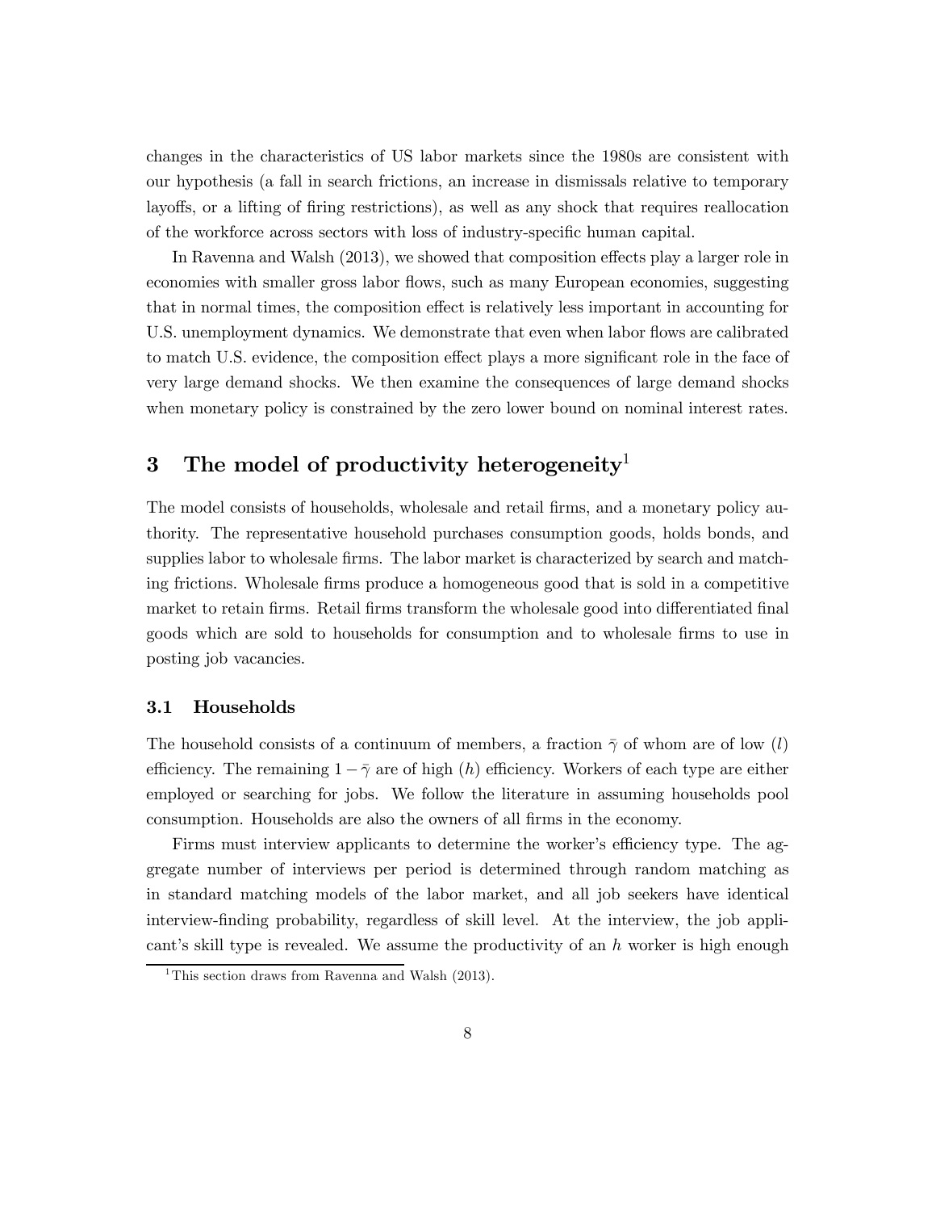changes in the characteristics of US labor markets since the 1980s are consistent with our hypothesis (a fall in search frictions, an increase in dismissals relative to temporary layoffs, or a lifting of firing restrictions), as well as any shock that requires reallocation of the workforce across sectors with loss of industry-specific human capital.

In Ravenna and Walsh (2013), we showed that composition effects play a larger role in economies with smaller gross labor flows, such as many European economies, suggesting that in normal times, the composition effect is relatively less important in accounting for U.S. unemployment dynamics. We demonstrate that even when labor flows are calibrated to match U.S. evidence, the composition effect plays a more significant role in the face of very large demand shocks. We then examine the consequences of large demand shocks when monetary policy is constrained by the zero lower bound on nominal interest rates.

## 3 The model of productivity heterogeneity[1]

The model consists of households, wholesale and retail firms, and a monetary policy authority. The representative household purchases consumption goods, holds bonds, and supplies labor to wholesale firms. The labor market is characterized by search and matching frictions. Wholesale firms produce a homogeneous good that is sold in a competitive market to retain firms. Retail firms transform the wholesale good into differentiated final goods which are sold to households for consumption and to wholesale firms to use in posting job vacancies.

### 3.1 Households

The household consists of a continuum of members, a fraction $\bar{\gamma}$ of whom are of low ($l$) efficiency. The remaining $1-\bar{\gamma}$ are of high ($h$) efficiency. Workers of each type are either employed or searching for jobs. We follow the literature in assuming households pool consumption. Households are also the owners of all firms in the economy.

Firms must interview applicants to determine the worker's efficiency type. The aggregate number of interviews per period is determined through random matching as in standard matching models of the labor market, and all job seekers have identical interview-finding probability, regardless of skill level. At the interview, the job applicant's skill type is revealed. We assume the productivity of an $h$ worker is high enough

[1] This section draws from Ravenna and Walsh (2013).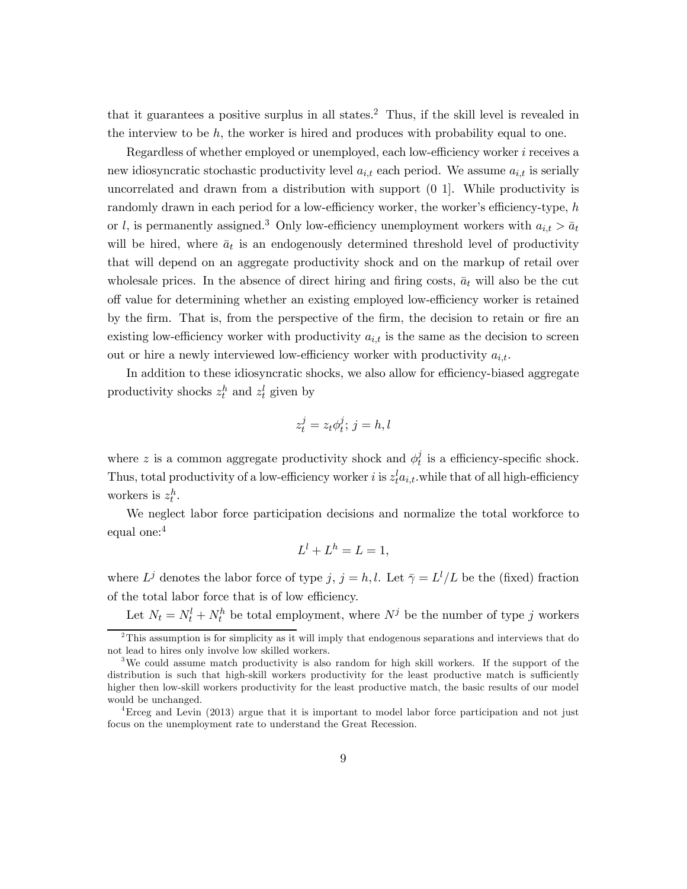that it guarantees a positive surplus in all states.[2] Thus, if the skill level is revealed in the interview to be $h$, the worker is hired and produces with probability equal to one.

Regardless of whether employed or unemployed, each low-efficiency worker $i$ receives a new idiosyncratic stochastic productivity level $a_{i,t}$ each period. We assume $a_{i,t}$ is serially uncorrelated and drawn from a distribution with support (0 1]. While productivity is randomly drawn in each period for a low-efficiency worker, the worker's efficiency-type, $h$ or $l$, is permanently assigned.[3] Only low-efficiency unemployment workers with $a_{i,t} > \bar{a}_t$ will be hired, where $\bar{a}_t$ is an endogenously determined threshold level of productivity that will depend on an aggregate productivity shock and on the markup of retail over wholesale prices. In the absence of direct hiring and firing costs, $\bar{a}_t$ will also be the cut off value for determining whether an existing employed low-efficiency worker is retained by the firm. That is, from the perspective of the firm, the decision to retain or fire an existing low-efficiency worker with productivity $a_{i,t}$ is the same as the decision to screen out or hire a newly interviewed low-efficiency worker with productivity $a_{i,t}$.

In addition to these idiosyncratic shocks, we also allow for efficiency-biased aggregate productivity shocks $z_t^h$ and $z_t^l$ given by

$$z_t^j = z_t \phi_t^j;\ j = h, l$$

where $z$ is a common aggregate productivity shock and $\phi_t^j$ is a efficiency-specific shock. Thus, total productivity of a low-efficiency worker $i$ is $z_t^l a_{i,t}$.while that of all high-efficiency workers is $z_t^h$.

We neglect labor force participation decisions and normalize the total workforce to equal one:[4]

$$L^l + L^h = L = 1,$$

where $L^j$ denotes the labor force of type $j$, $j = h, l$. Let $\bar{\gamma} = L^l/L$ be the (fixed) fraction of the total labor force that is of low efficiency.

Let $N_t = N_t^l + N_t^h$ be total employment, where $N^j$ be the number of type $j$ workers

---

[2] This assumption is for simplicity as it will imply that endogenous separations and interviews that do not lead to hires only involve low skilled workers.

[3] We could assume match productivity is also random for high skill workers. If the support of the distribution is such that high-skill workers productivity for the least productive match is sufficiently higher then low-skill workers productivity for the least productive match, the basic results of our model would be unchanged.

[4] Erceg and Levin (2013) argue that it is important to model labor force participation and not just focus on the unemployment rate to understand the Great Recession.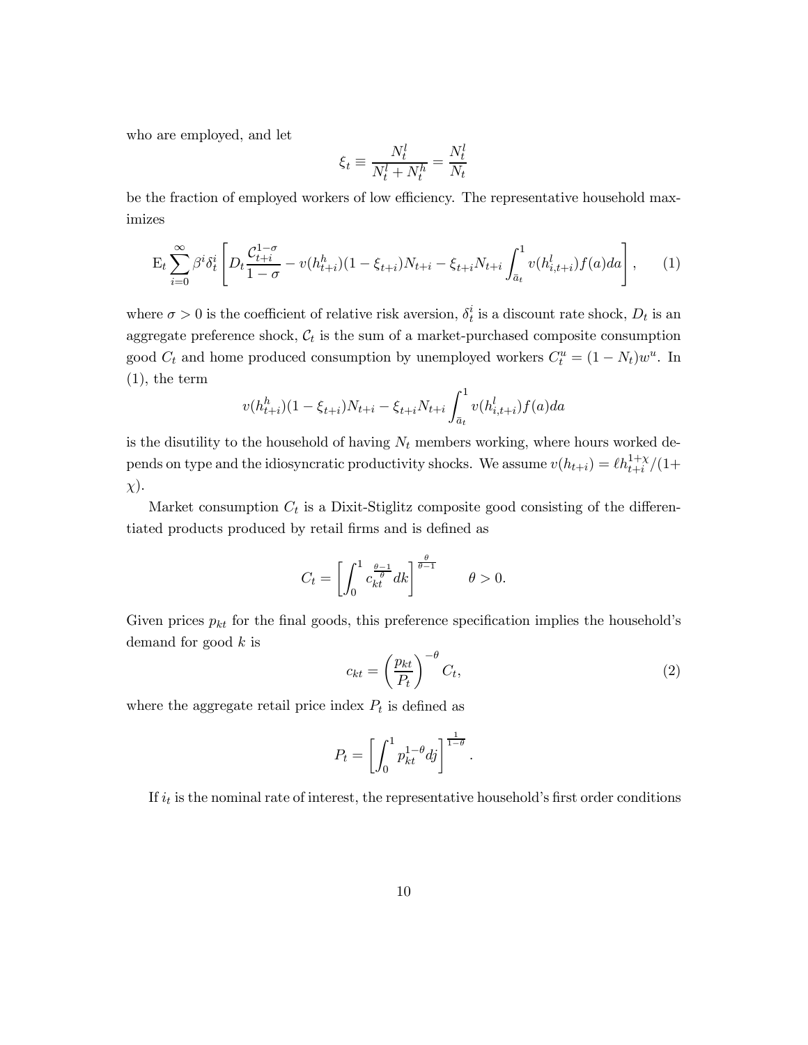who are employed, and let

$$\xi_t \equiv \frac{N_t^l}{N_t^l + N_t^h} = \frac{N_t^l}{N_t}$$

be the fraction of employed workers of low efficiency. The representative household maximizes

$$\mathrm{E}_t \sum_{i=0}^{\infty} \beta^i \delta_t^i \left[ D_t \frac{\mathcal{C}_{t+i}^{1-\sigma}}{1-\sigma} - v(h_{t+i}^h)(1-\xi_{t+i})N_{t+i} - \xi_{t+i} N_{t+i} \int_{\bar{a}_t}^1 v(h_{i,t+i}^l) f(a) da \right], \qquad (1)$$

where $\sigma > 0$ is the coefficient of relative risk aversion, $\delta_t^i$ is a discount rate shock, $D_t$ is an aggregate preference shock, $\mathcal{C}_t$ is the sum of a market-purchased composite consumption good $C_t$ and home produced consumption by unemployed workers $C_t^u = (1 - N_t)w^u$. In (1), the term

$$v(h_{t+i}^h)(1-\xi_{t+i})N_{t+i} - \xi_{t+i} N_{t+i} \int_{\bar{a}_t}^1 v(h_{i,t+i}^l) f(a) da$$

is the disutility to the household of having $N_t$ members working, where hours worked depends on type and the idiosyncratic productivity shocks. We assume $v(h_{t+i}) = \ell h_{t+i}^{1+\chi}/(1+\chi)$.

Market consumption $C_t$ is a Dixit-Stiglitz composite good consisting of the differentiated products produced by retail firms and is defined as

$$C_t = \left[ \int_0^1 c_{kt}^{\frac{\theta-1}{\theta}} dk \right]^{\frac{\theta}{\theta-1}} \qquad \theta > 0.$$

Given prices $p_{kt}$ for the final goods, this preference specification implies the household's demand for good $k$ is

$$c_{kt} = \left( \frac{p_{kt}}{P_t} \right)^{-\theta} C_t, \qquad (2)$$

where the aggregate retail price index $P_t$ is defined as

$$P_t = \left[ \int_0^1 p_{kt}^{1-\theta} dj \right]^{\frac{1}{1-\theta}}.$$

If $i_t$ is the nominal rate of interest, the representative household's first order conditions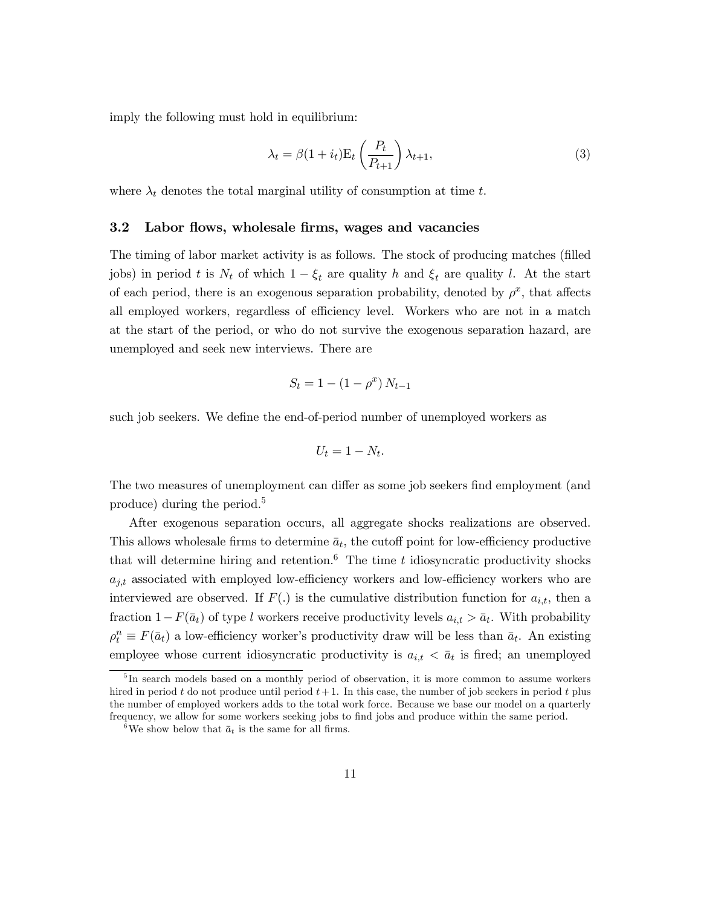imply the following must hold in equilibrium:

$$\lambda_t = \beta(1 + i_t)\mathrm{E}_t \left(\frac{P_t}{P_{t+1}}\right) \lambda_{t+1}, \tag{3}$$

where $\lambda_t$ denotes the total marginal utility of consumption at time $t$.

### 3.2 Labor flows, wholesale firms, wages and vacancies

The timing of labor market activity is as follows. The stock of producing matches (filled jobs) in period $t$ is $N_t$ of which $1 - \xi_t$ are quality $h$ and $\xi_t$ are quality $l$. At the start of each period, there is an exogenous separation probability, denoted by $\rho^x$, that affects all employed workers, regardless of efficiency level. Workers who are not in a match at the start of the period, or who do not survive the exogenous separation hazard, are unemployed and seek new interviews. There are

$$S_t = 1 - (1 - \rho^x) N_{t-1}$$

such job seekers. We define the end-of-period number of unemployed workers as

$$U_t = 1 - N_t.$$

The two measures of unemployment can differ as some job seekers find employment (and produce) during the period.[5]

After exogenous separation occurs, all aggregate shocks realizations are observed. This allows wholesale firms to determine $\bar{a}_t$, the cutoff point for low-efficiency productive that will determine hiring and retention.[6] The time $t$ idiosyncratic productivity shocks $a_{j,t}$ associated with employed low-efficiency workers and low-efficiency workers who are interviewed are observed. If $F(.)$ is the cumulative distribution function for $a_{i,t}$, then a fraction $1 - F(\bar{a}_t)$ of type $l$ workers receive productivity levels $a_{i,t} > \bar{a}_t$. With probability $\rho_t^n \equiv F(\bar{a}_t)$ a low-efficiency worker's productivity draw will be less than $\bar{a}_t$. An existing employee whose current idiosyncratic productivity is $a_{i,t} < \bar{a}_t$ is fired; an unemployed

[5] In search models based on a monthly period of observation, it is more common to assume workers hired in period $t$ do not produce until period $t+1$. In this case, the number of job seekers in period $t$ plus the number of employed workers adds to the total work force. Because we base our model on a quarterly frequency, we allow for some workers seeking jobs to find jobs and produce within the same period.

[6] We show below that $\bar{a}_t$ is the same for all firms.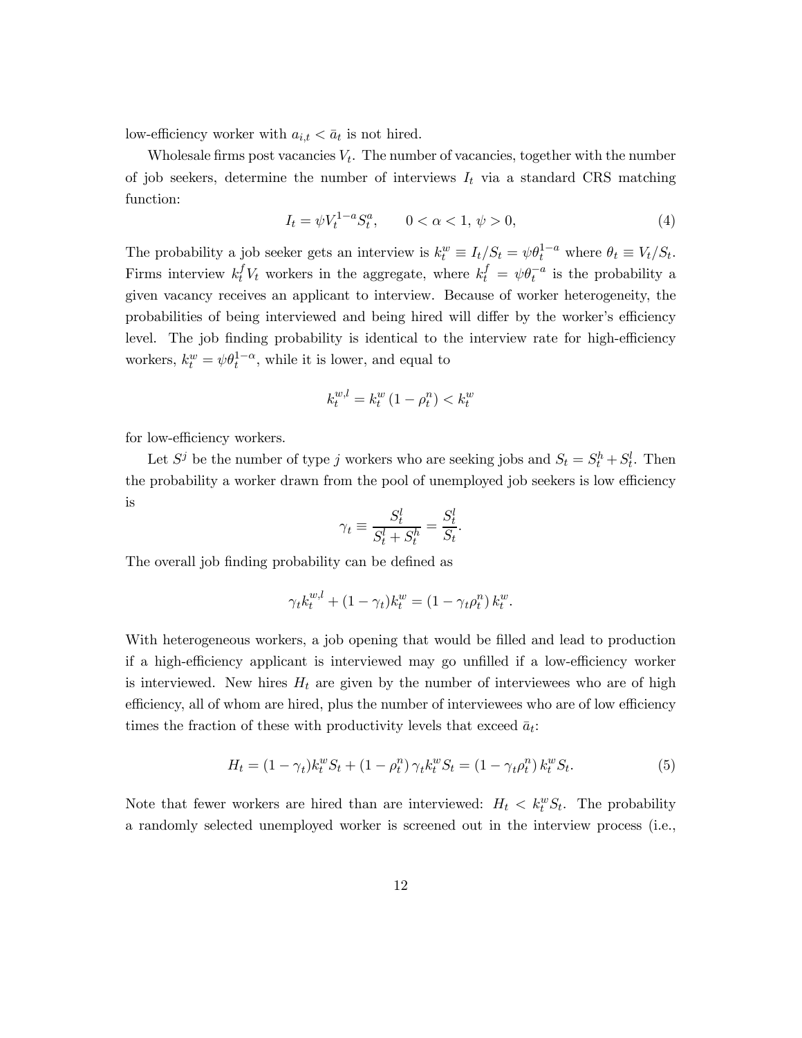low-efficiency worker with $a_{i,t} < \bar{a}_t$ is not hired.

Wholesale firms post vacancies $V_t$. The number of vacancies, together with the number of job seekers, determine the number of interviews $I_t$ via a standard CRS matching function:

$$I_t = \psi V_t^{1-a} S_t^a, \qquad 0 < \alpha < 1, \; \psi > 0, \tag{4}$$

The probability a job seeker gets an interview is $k_t^w \equiv I_t/S_t = \psi\theta_t^{1-a}$ where $\theta_t \equiv V_t/S_t$. Firms interview $k_t^f V_t$ workers in the aggregate, where $k_t^f = \psi\theta_t^{-a}$ is the probability a given vacancy receives an applicant to interview. Because of worker heterogeneity, the probabilities of being interviewed and being hired will differ by the worker's efficiency level. The job finding probability is identical to the interview rate for high-efficiency workers, $k_t^w = \psi\theta_t^{1-\alpha}$, while it is lower, and equal to

$$k_t^{w,l} = k_t^w \left(1 - \rho_t^n\right) < k_t^w$$

for low-efficiency workers.

Let $S^j$ be the number of type $j$ workers who are seeking jobs and $S_t = S_t^h + S_t^l$. Then the probability a worker drawn from the pool of unemployed job seekers is low efficiency is

$$\gamma_t \equiv \frac{S_t^l}{S_t^l + S_t^h} = \frac{S_t^l}{S_t}.$$

The overall job finding probability can be defined as

$$\gamma_t k_t^{w,l} + (1 - \gamma_t) k_t^w = \left(1 - \gamma_t \rho_t^n\right) k_t^w.$$

With heterogeneous workers, a job opening that would be filled and lead to production if a high-efficiency applicant is interviewed may go unfilled if a low-efficiency worker is interviewed. New hires $H_t$ are given by the number of interviewees who are of high efficiency, all of whom are hired, plus the number of interviewees who are of low efficiency times the fraction of these with productivity levels that exceed $\bar{a}_t$:

$$H_t = (1 - \gamma_t) k_t^w S_t + \left(1 - \rho_t^n\right) \gamma_t k_t^w S_t = \left(1 - \gamma_t \rho_t^n\right) k_t^w S_t. \tag{5}$$

Note that fewer workers are hired than are interviewed: $H_t < k_t^w S_t$. The probability a randomly selected unemployed worker is screened out in the interview process (i.e.,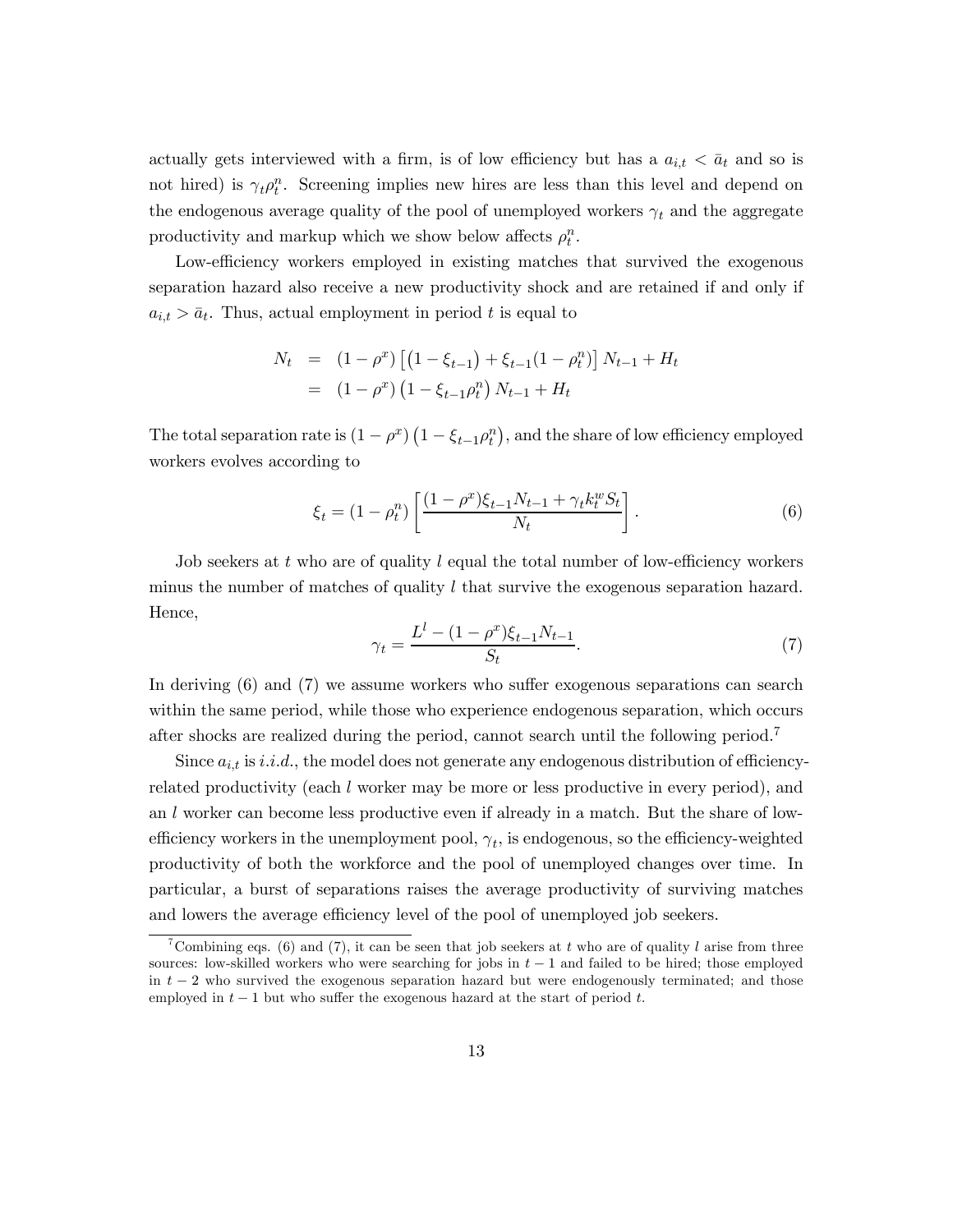actually gets interviewed with a firm, is of low efficiency but has a $a_{i,t} < \bar{a}_t$ and so is not hired) is $\gamma_t \rho_t^n$. Screening implies new hires are less than this level and depend on the endogenous average quality of the pool of unemployed workers $\gamma_t$ and the aggregate productivity and markup which we show below affects $\rho_t^n$.

Low-efficiency workers employed in existing matches that survived the exogenous separation hazard also receive a new productivity shock and are retained if and only if $a_{i,t} > \bar{a}_t$. Thus, actual employment in period $t$ is equal to

$$
\begin{aligned}
N_t &= (1-\rho^x)\left[\left(1-\xi_{t-1}\right)+\xi_{t-1}(1-\rho_t^n)\right]N_{t-1}+H_t \\
&= (1-\rho^x)\left(1-\xi_{t-1}\rho_t^n\right)N_{t-1}+H_t
\end{aligned}
$$

The total separation rate is $(1-\rho^x)\left(1-\xi_{t-1}\rho_t^n\right)$, and the share of low efficiency employed workers evolves according to

$$
\xi_t = (1-\rho_t^n)\left[\frac{(1-\rho^x)\xi_{t-1}N_{t-1}+\gamma_t k_t^w S_t}{N_t}\right]. \tag{6}
$$

Job seekers at $t$ who are of quality $l$ equal the total number of low-efficiency workers minus the number of matches of quality $l$ that survive the exogenous separation hazard. Hence,

$$
\gamma_t = \frac{L^l - (1-\rho^x)\xi_{t-1}N_{t-1}}{S_t}. \tag{7}
$$

In deriving (6) and (7) we assume workers who suffer exogenous separations can search within the same period, while those who experience endogenous separation, which occurs after shocks are realized during the period, cannot search until the following period.[7]

Since $a_{i,t}$ is *i.i.d.*, the model does not generate any endogenous distribution of efficiency-related productivity (each $l$ worker may be more or less productive in every period), and an $l$ worker can become less productive even if already in a match. But the share of low-efficiency workers in the unemployment pool, $\gamma_t$, is endogenous, so the efficiency-weighted productivity of both the workforce and the pool of unemployed changes over time. In particular, a burst of separations raises the average productivity of surviving matches and lowers the average efficiency level of the pool of unemployed job seekers.

[7] Combining eqs. (6) and (7), it can be seen that job seekers at $t$ who are of quality $l$ arise from three sources: low-skilled workers who were searching for jobs in $t-1$ and failed to be hired; those employed in $t-2$ who survived the exogenous separation hazard but were endogenously terminated; and those employed in $t-1$ but who suffer the exogenous hazard at the start of period $t$.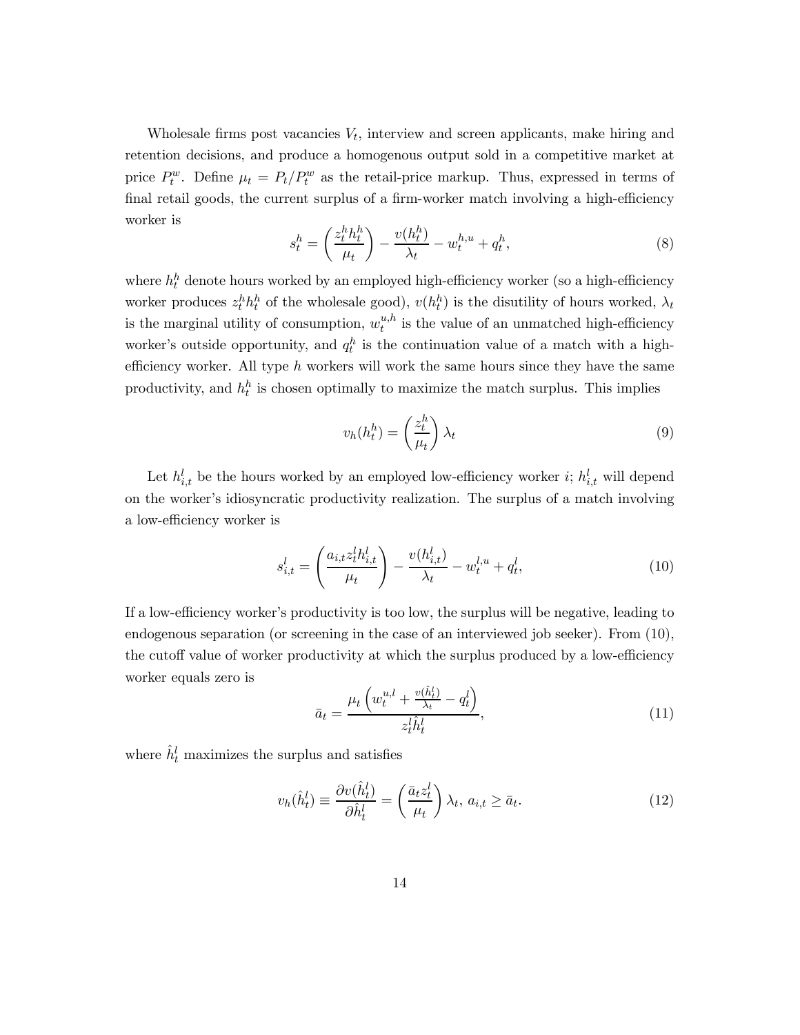Wholesale firms post vacancies $V_t$, interview and screen applicants, make hiring and retention decisions, and produce a homogenous output sold in a competitive market at price $P_t^w$. Define $\mu_t = P_t/P_t^w$ as the retail-price markup. Thus, expressed in terms of final retail goods, the current surplus of a firm-worker match involving a high-efficiency worker is

$$s_t^h = \left(\frac{z_t^h h_t^h}{\mu_t}\right) - \frac{v(h_t^h)}{\lambda_t} - w_t^{h,u} + q_t^h, \tag{8}$$

where $h_t^h$ denote hours worked by an employed high-efficiency worker (so a high-efficiency worker produces $z_t^h h_t^h$ of the wholesale good), $v(h_t^h)$ is the disutility of hours worked, $\lambda_t$ is the marginal utility of consumption, $w_t^{u,h}$ is the value of an unmatched high-efficiency worker's outside opportunity, and $q_t^h$ is the continuation value of a match with a high-efficiency worker. All type $h$ workers will work the same hours since they have the same productivity, and $h_t^h$ is chosen optimally to maximize the match surplus. This implies

$$v_h(h_t^h) = \left(\frac{z_t^h}{\mu_t}\right)\lambda_t \tag{9}$$

Let $h_{i,t}^l$ be the hours worked by an employed low-efficiency worker $i$; $h_{i,t}^l$ will depend on the worker's idiosyncratic productivity realization. The surplus of a match involving a low-efficiency worker is

$$s_{i,t}^l = \left(\frac{a_{i,t} z_t^l h_{i,t}^l}{\mu_t}\right) - \frac{v(h_{i,t}^l)}{\lambda_t} - w_t^{l,u} + q_t^l, \tag{10}$$

If a low-efficiency worker's productivity is too low, the surplus will be negative, leading to endogenous separation (or screening in the case of an interviewed job seeker). From (10), the cutoff value of worker productivity at which the surplus produced by a low-efficiency worker equals zero is

$$\bar{a}_t = \frac{\mu_t \left(w_t^{u,l} + \frac{v(\hat{h}_t^l)}{\lambda_t} - q_t^l\right)}{z_t^l \hat{h}_t^l}, \tag{11}$$

where $\hat{h}_t^l$ maximizes the surplus and satisfies

$$v_h(\hat{h}_t^l) \equiv \frac{\partial v(\hat{h}_t^l)}{\partial \hat{h}_t^l} = \left(\frac{\bar{a}_t z_t^l}{\mu_t}\right)\lambda_t, \; a_{i,t} \geq \bar{a}_t. \tag{12}$$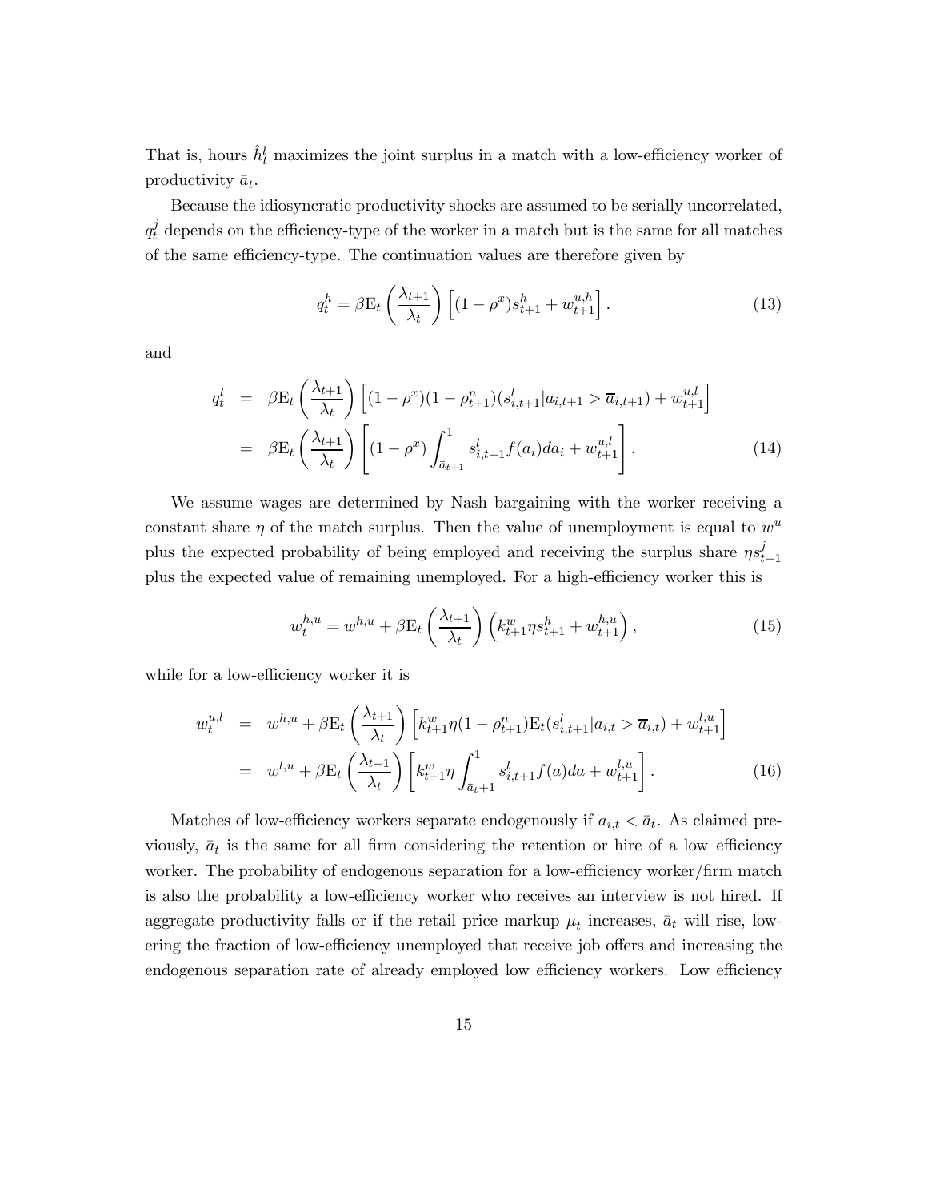That is, hours $\hat{h}_t^l$ maximizes the joint surplus in a match with a low-efficiency worker of productivity $\bar{a}_t$.

Because the idiosyncratic productivity shocks are assumed to be serially uncorrelated, $q_t^j$ depends on the efficiency-type of the worker in a match but is the same for all matches of the same efficiency-type. The continuation values are therefore given by

$$q_t^h = \beta \mathrm{E}_t \left( \frac{\lambda_{t+1}}{\lambda_t} \right) \left[ (1 - \rho^x) s_{t+1}^h + w_{t+1}^{u,h} \right]. \tag{13}$$

and

$$\begin{aligned} q_t^l &= \beta \mathrm{E}_t \left( \frac{\lambda_{t+1}}{\lambda_t} \right) \left[ (1 - \rho^x)(1 - \rho_{t+1}^n)(s_{i,t+1}^l | a_{i,t+1} > \overline{a}_{i,t+1}) + w_{t+1}^{u,l} \right] \\ &= \beta \mathrm{E}_t \left( \frac{\lambda_{t+1}}{\lambda_t} \right) \left[ (1 - \rho^x) \int_{\bar{a}_{t+1}}^1 s_{i,t+1}^l f(a_i) da_i + w_{t+1}^{u,l} \right]. \end{aligned} \tag{14}$$

We assume wages are determined by Nash bargaining with the worker receiving a constant share $\eta$ of the match surplus. Then the value of unemployment is equal to $w^u$ plus the expected probability of being employed and receiving the surplus share $\eta s_{t+1}^j$ plus the expected value of remaining unemployed. For a high-efficiency worker this is

$$w_t^{h,u} = w^{h,u} + \beta \mathrm{E}_t \left( \frac{\lambda_{t+1}}{\lambda_t} \right) \left( k_{t+1}^w \eta s_{t+1}^h + w_{t+1}^{h,u} \right), \tag{15}$$

while for a low-efficiency worker it is

$$\begin{aligned} w_t^{u,l} &= w^{h,u} + \beta \mathrm{E}_t \left( \frac{\lambda_{t+1}}{\lambda_t} \right) \left[ k_{t+1}^w \eta (1 - \rho_{t+1}^n) \mathrm{E}_t (s_{i,t+1}^l | a_{i,t} > \overline{a}_{i,t}) + w_{t+1}^{l,u} \right] \\ &= w^{l,u} + \beta \mathrm{E}_t \left( \frac{\lambda_{t+1}}{\lambda_t} \right) \left[ k_{t+1}^w \eta \int_{\bar{a}_t + 1}^1 s_{i,t+1}^l f(a) da + w_{t+1}^{l,u} \right]. \end{aligned} \tag{16}$$

Matches of low-efficiency workers separate endogenously if $a_{i,t} < \bar{a}_t$. As claimed previously, $\bar{a}_t$ is the same for all firm considering the retention or hire of a low–efficiency worker. The probability of endogenous separation for a low-efficiency worker/firm match is also the probability a low-efficiency worker who receives an interview is not hired. If aggregate productivity falls or if the retail price markup $\mu_t$ increases, $\bar{a}_t$ will rise, lowering the fraction of low-efficiency unemployed that receive job offers and increasing the endogenous separation rate of already employed low efficiency workers. Low efficiency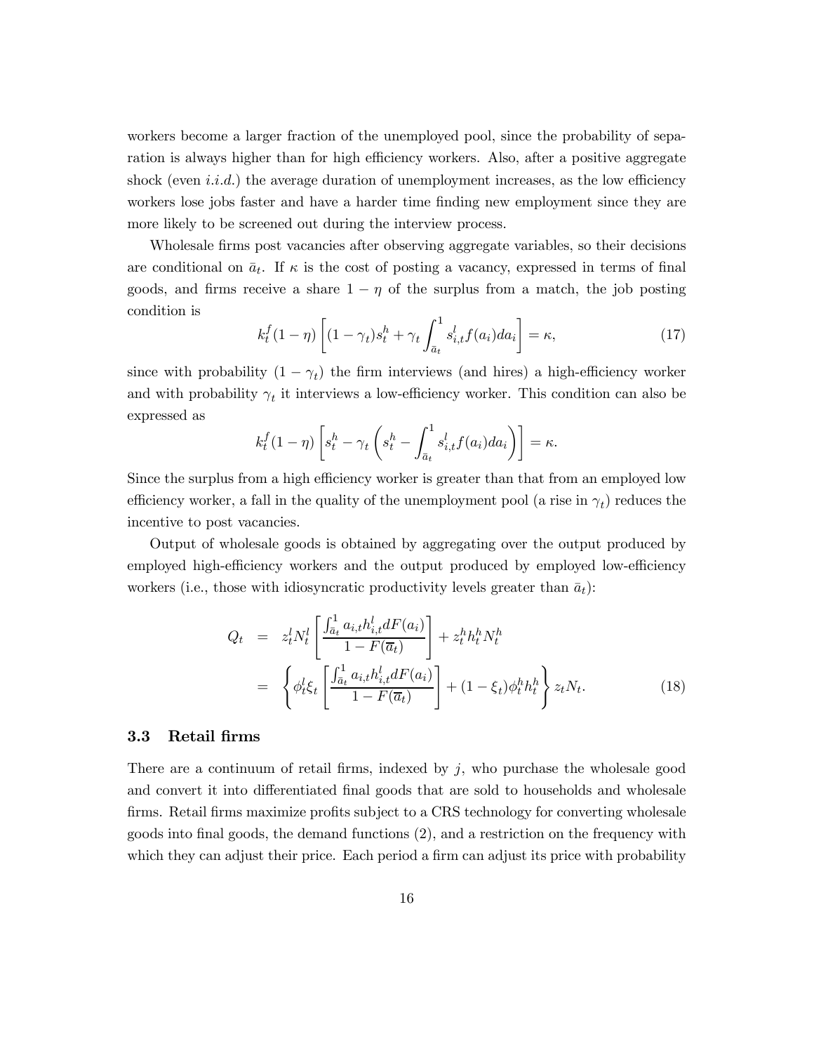workers become a larger fraction of the unemployed pool, since the probability of separation is always higher than for high efficiency workers. Also, after a positive aggregate shock (even *i.i.d.*) the average duration of unemployment increases, as the low efficiency workers lose jobs faster and have a harder time finding new employment since they are more likely to be screened out during the interview process.

Wholesale firms post vacancies after observing aggregate variables, so their decisions are conditional on $\bar{a}_t$. If $\kappa$ is the cost of posting a vacancy, expressed in terms of final goods, and firms receive a share $1-\eta$ of the surplus from a match, the job posting condition is

$$k_t^f(1-\eta)\left[(1-\gamma_t)s_t^h + \gamma_t \int_{\bar{a}_t}^1 s_{i,t}^l f(a_i)da_i\right] = \kappa, \tag{17}$$

since with probability $(1-\gamma_t)$ the firm interviews (and hires) a high-efficiency worker and with probability $\gamma_t$ it interviews a low-efficiency worker. This condition can also be expressed as

$$k_t^f(1-\eta)\left[s_t^h - \gamma_t\left(s_t^h - \int_{\bar{a}_t}^1 s_{i,t}^l f(a_i)da_i\right)\right] = \kappa.$$

Since the surplus from a high efficiency worker is greater than that from an employed low efficiency worker, a fall in the quality of the unemployment pool (a rise in $\gamma_t$) reduces the incentive to post vacancies.

Output of wholesale goods is obtained by aggregating over the output produced by employed high-efficiency workers and the output produced by employed low-efficiency workers (i.e., those with idiosyncratic productivity levels greater than $\bar{a}_t$):

$$\begin{aligned}
Q_t &= z_t^l N_t^l \left[\frac{\int_{\bar{a}_t}^1 a_{i,t} h_{i,t}^l dF(a_i)}{1-F(\overline{a}_t)}\right] + z_t^h h_t^h N_t^h \\
&= \left\{\phi_t^l \xi_t \left[\frac{\int_{\bar{a}_t}^1 a_{i,t} h_{i,t}^l dF(a_i)}{1-F(\overline{a}_t)}\right] + (1-\xi_t)\phi_t^h h_t^h\right\} z_t N_t.
\end{aligned} \tag{18}$$

### 3.3 Retail firms

There are a continuum of retail firms, indexed by $j$, who purchase the wholesale good and convert it into differentiated final goods that are sold to households and wholesale firms. Retail firms maximize profits subject to a CRS technology for converting wholesale goods into final goods, the demand functions (2), and a restriction on the frequency with which they can adjust their price. Each period a firm can adjust its price with probability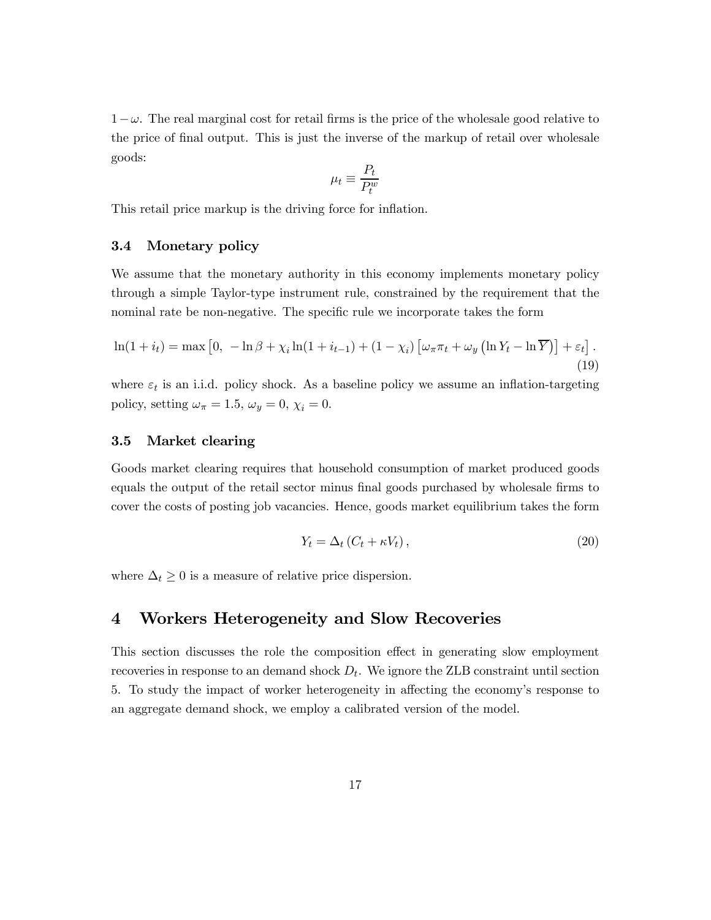$1-\omega$. The real marginal cost for retail firms is the price of the wholesale good relative to the price of final output. This is just the inverse of the markup of retail over wholesale goods:

$$\mu_t \equiv \frac{P_t}{P_t^w}$$

This retail price markup is the driving force for inflation.

### 3.4 Monetary policy

We assume that the monetary authority in this economy implements monetary policy through a simple Taylor-type instrument rule, constrained by the requirement that the nominal rate be non-negative. The specific rule we incorporate takes the form

$$\ln(1+i_t) = \max\left[0,\ -\ln\beta + \chi_i \ln(1+i_{t-1}) + (1-\chi_i)\left[\omega_\pi \pi_t + \omega_y\left(\ln Y_t - \ln \overline{Y}\right)\right] + \varepsilon_t\right]. \tag{19}$$

where $\varepsilon_t$ is an i.i.d. policy shock. As a baseline policy we assume an inflation-targeting policy, setting $\omega_\pi = 1.5$, $\omega_y = 0$, $\chi_i = 0$.

### 3.5 Market clearing

Goods market clearing requires that household consumption of market produced goods equals the output of the retail sector minus final goods purchased by wholesale firms to cover the costs of posting job vacancies. Hence, goods market equilibrium takes the form

$$Y_t = \Delta_t\left(C_t + \kappa V_t\right), \tag{20}$$

where $\Delta_t \geq 0$ is a measure of relative price dispersion.

## 4 Workers Heterogeneity and Slow Recoveries

This section discusses the role the composition effect in generating slow employment recoveries in response to an demand shock $D_t$. We ignore the ZLB constraint until section 5. To study the impact of worker heterogeneity in affecting the economy's response to an aggregate demand shock, we employ a calibrated version of the model.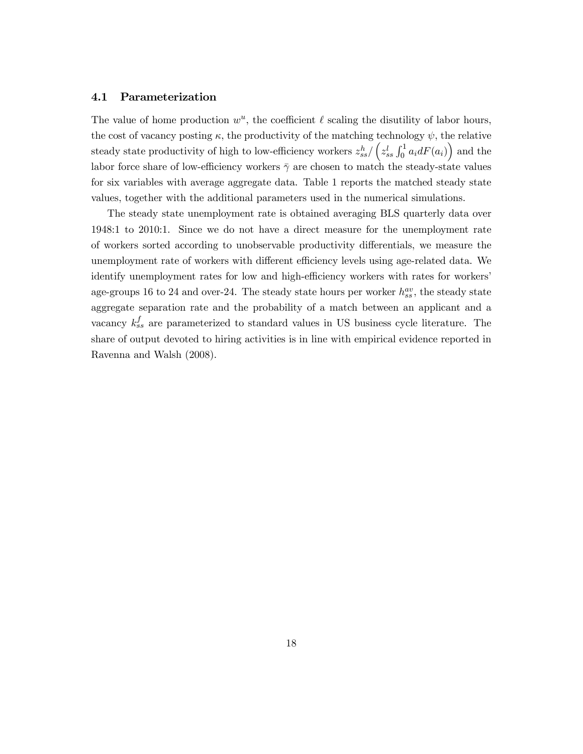### 4.1 Parameterization

The value of home production $w^u$, the coefficient $\ell$ scaling the disutility of labor hours, the cost of vacancy posting $\kappa$, the productivity of the matching technology $\psi$, the relative steady state productivity of high to low-efficiency workers $z_{ss}^h / \left( z_{ss}^l \int_0^1 a_i dF(a_i) \right)$ and the labor force share of low-efficiency workers $\bar{\gamma}$ are chosen to match the steady-state values for six variables with average aggregate data. Table 1 reports the matched steady state values, together with the additional parameters used in the numerical simulations.

The steady state unemployment rate is obtained averaging BLS quarterly data over 1948:1 to 2010:1. Since we do not have a direct measure for the unemployment rate of workers sorted according to unobservable productivity differentials, we measure the unemployment rate of workers with different efficiency levels using age-related data. We identify unemployment rates for low and high-efficiency workers with rates for workers' age-groups 16 to 24 and over-24. The steady state hours per worker $h_{ss}^{av}$, the steady state aggregate separation rate and the probability of a match between an applicant and a vacancy $k_{ss}^f$ are parameterized to standard values in US business cycle literature. The share of output devoted to hiring activities is in line with empirical evidence reported in Ravenna and Walsh (2008).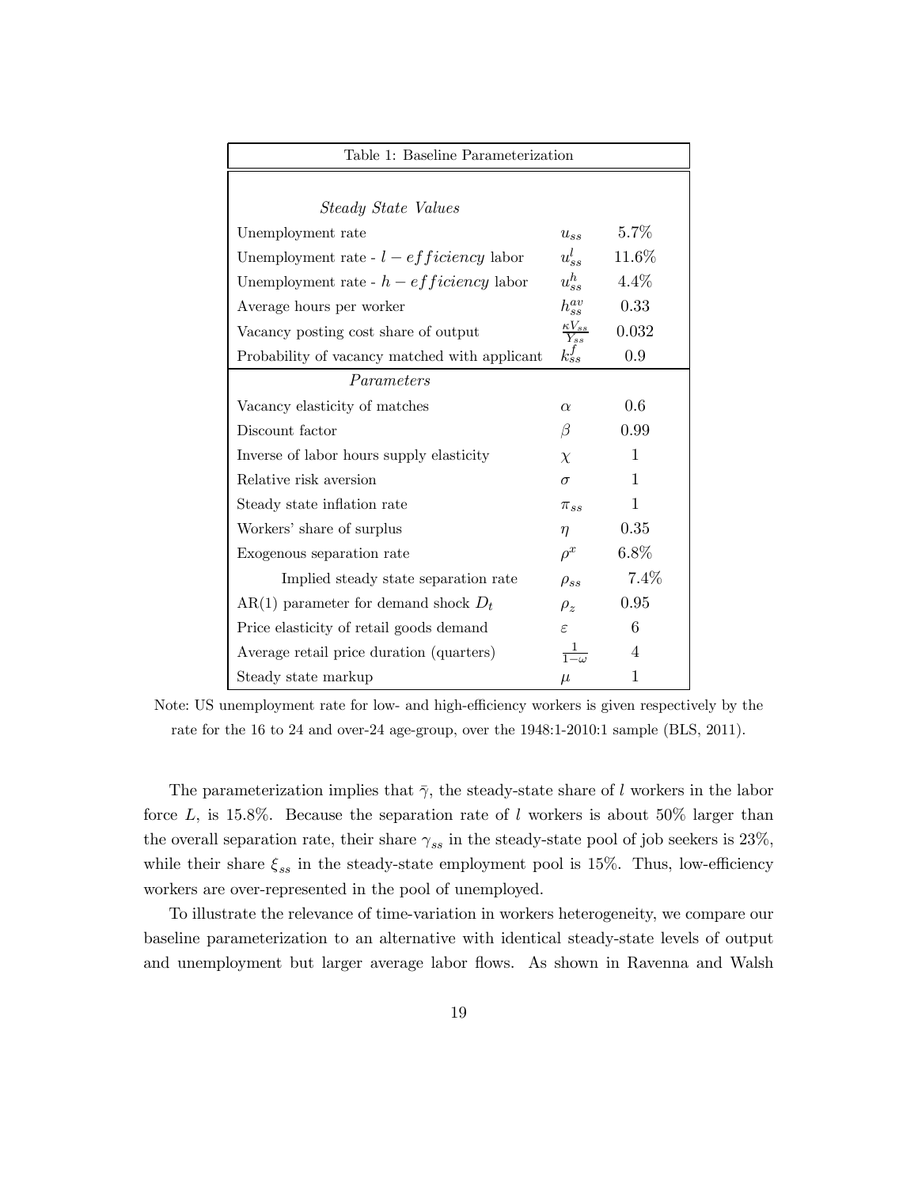| Table 1: Baseline Parameterization | | |
|---|---|---|
| *Steady State Values* | | |
| Unemployment rate | $u_{ss}$ | 5.7% |
| Unemployment rate - $l-efficiency$ labor | $u^l_{ss}$ | 11.6% |
| Unemployment rate - $h-efficiency$ labor | $u^h_{ss}$ | 4.4% |
| Average hours per worker | $h^{av}_{ss}$ | 0.33 |
| Vacancy posting cost share of output | $\frac{\kappa V_{ss}}{Y_{ss}}$ | 0.032 |
| Probability of vacancy matched with applicant | $k^f_{ss}$ | 0.9 |
| *Parameters* | | |
| Vacancy elasticity of matches | $\alpha$ | 0.6 |
| Discount factor | $\beta$ | 0.99 |
| Inverse of labor hours supply elasticity | $\chi$ | 1 |
| Relative risk aversion | $\sigma$ | 1 |
| Steady state inflation rate | $\pi_{ss}$ | 1 |
| Workers' share of surplus | $\eta$ | 0.35 |
| Exogenous separation rate | $\rho^x$ | 6.8% |
| Implied steady state separation rate | $\rho_{ss}$ | 7.4% |
| AR(1) parameter for demand shock $D_t$ | $\rho_z$ | 0.95 |
| Price elasticity of retail goods demand | $\varepsilon$ | 6 |
| Average retail price duration (quarters) | $\frac{1}{1-\omega}$ | 4 |
| Steady state markup | $\mu$ | 1 |

Note: US unemployment rate for low- and high-efficiency workers is given respectively by the rate for the 16 to 24 and over-24 age-group, over the 1948:1-2010:1 sample (BLS, 2011).

The parameterization implies that $\bar{\gamma}$, the steady-state share of $l$ workers in the labor force $L$, is 15.8%. Because the separation rate of $l$ workers is about 50% larger than the overall separation rate, their share $\gamma_{ss}$ in the steady-state pool of job seekers is 23%, while their share $\xi_{ss}$ in the steady-state employment pool is 15%. Thus, low-efficiency workers are over-represented in the pool of unemployed.

To illustrate the relevance of time-variation in workers heterogeneity, we compare our baseline parameterization to an alternative with identical steady-state levels of output and unemployment but larger average labor flows. As shown in Ravenna and Walsh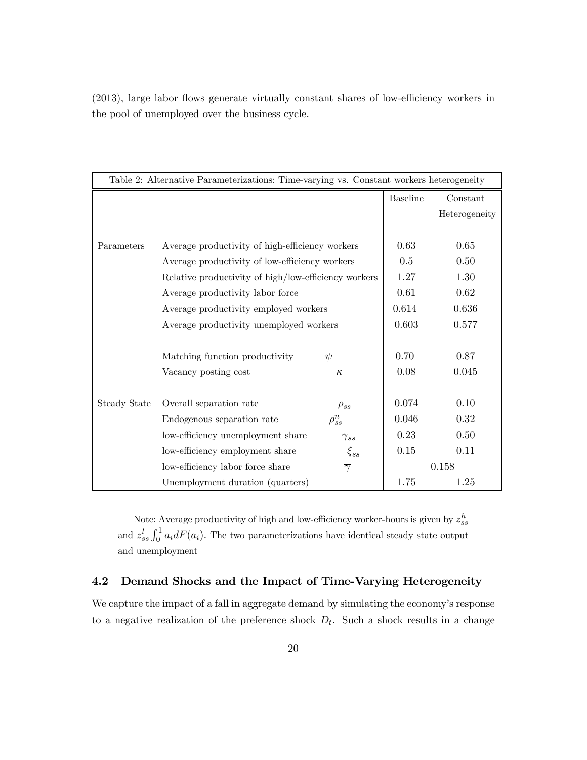(2013), large labor flows generate virtually constant shares of low-efficiency workers in the pool of unemployed over the business cycle.

| Table 2: Alternative Parameterizations: Time-varying vs. Constant workers heterogeneity | | | | |
|---|---|---|---|---|
| | | | Baseline | Constant Heterogeneity |
| Parameters | Average productivity of high-efficiency workers | | 0.63 | 0.65 |
| | Average productivity of low-efficiency workers | | 0.5 | 0.50 |
| | Relative productivity of high/low-efficiency workers | | 1.27 | 1.30 |
| | Average productivity labor force | | 0.61 | 0.62 |
| | Average productivity employed workers | | 0.614 | 0.636 |
| | Average productivity unemployed workers | | 0.603 | 0.577 |
| | Matching function productivity | $\psi$ | 0.70 | 0.87 |
| | Vacancy posting cost | $\kappa$ | 0.08 | 0.045 |
| Steady State | Overall separation rate | $\rho_{ss}$ | 0.074 | 0.10 |
| | Endogenous separation rate | $\rho^n_{ss}$ | 0.046 | 0.32 |
| | low-efficiency unemployment share | $\gamma_{ss}$ | 0.23 | 0.50 |
| | low-efficiency employment share | $\xi_{ss}$ | 0.15 | 0.11 |
| | low-efficiency labor force share | $\overline{\gamma}$ | 0.158 | 0.158 |
| | Unemployment duration (quarters) | | 1.75 | 1.25 |

Note: Average productivity of high and low-efficiency worker-hours is given by $z^h_{ss}$ and $z^l_{ss}\int_0^1 a_i dF(a_i)$. The two parameterizations have identical steady state output and unemployment

## 4.2 Demand Shocks and the Impact of Time-Varying Heterogeneity

We capture the impact of a fall in aggregate demand by simulating the economy's response to a negative realization of the preference shock $D_t$. Such a shock results in a change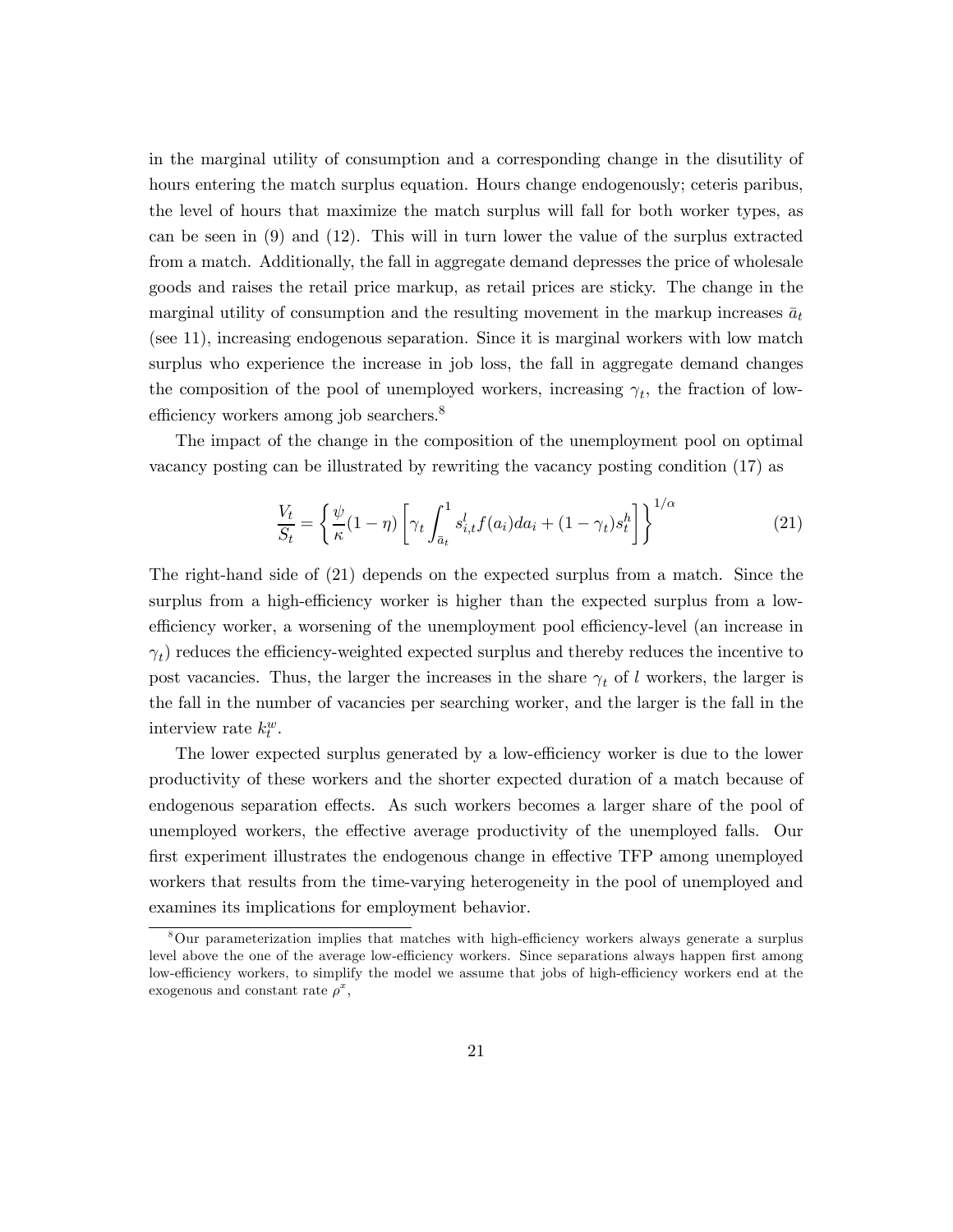in the marginal utility of consumption and a corresponding change in the disutility of hours entering the match surplus equation. Hours change endogenously; ceteris paribus, the level of hours that maximize the match surplus will fall for both worker types, as can be seen in (9) and (12). This will in turn lower the value of the surplus extracted from a match. Additionally, the fall in aggregate demand depresses the price of wholesale goods and raises the retail price markup, as retail prices are sticky. The change in the marginal utility of consumption and the resulting movement in the markup increases $\bar{a}_t$ (see 11), increasing endogenous separation. Since it is marginal workers with low match surplus who experience the increase in job loss, the fall in aggregate demand changes the composition of the pool of unemployed workers, increasing $\gamma_t$, the fraction of low-efficiency workers among job searchers.[8]

The impact of the change in the composition of the unemployment pool on optimal vacancy posting can be illustrated by rewriting the vacancy posting condition (17) as

$$\frac{V_t}{S_t} = \left\{ \frac{\psi}{\kappa}(1-\eta) \left[ \gamma_t \int_{\bar{a}_t}^{1} s^l_{i,t} f(a_i) da_i + (1-\gamma_t) s^h_t \right] \right\}^{1/\alpha} \tag{21}$$

The right-hand side of (21) depends on the expected surplus from a match. Since the surplus from a high-efficiency worker is higher than the expected surplus from a low-efficiency worker, a worsening of the unemployment pool efficiency-level (an increase in $\gamma_t$) reduces the efficiency-weighted expected surplus and thereby reduces the incentive to post vacancies. Thus, the larger the increases in the share $\gamma_t$ of $l$ workers, the larger is the fall in the number of vacancies per searching worker, and the larger is the fall in the interview rate $k^w_t$.

The lower expected surplus generated by a low-efficiency worker is due to the lower productivity of these workers and the shorter expected duration of a match because of endogenous separation effects. As such workers becomes a larger share of the pool of unemployed workers, the effective average productivity of the unemployed falls. Our first experiment illustrates the endogenous change in effective TFP among unemployed workers that results from the time-varying heterogeneity in the pool of unemployed and examines its implications for employment behavior.

[8] Our parameterization implies that matches with high-efficiency workers always generate a surplus level above the one of the average low-efficiency workers. Since separations always happen first among low-efficiency workers, to simplify the model we assume that jobs of high-efficiency workers end at the exogenous and constant rate $\rho^x$,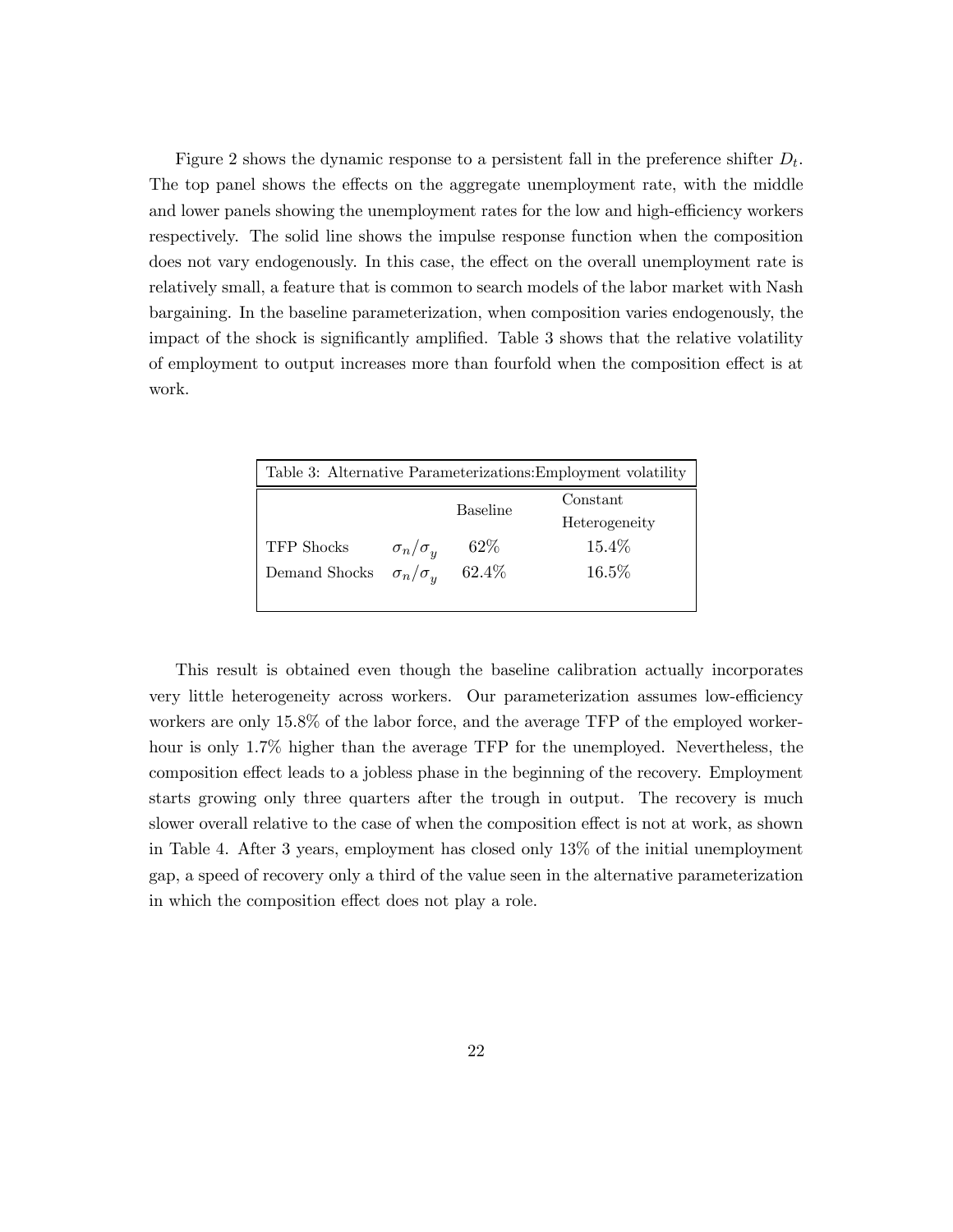Figure 2 shows the dynamic response to a persistent fall in the preference shifter $D_t$. The top panel shows the effects on the aggregate unemployment rate, with the middle and lower panels showing the unemployment rates for the low and high-efficiency workers respectively. The solid line shows the impulse response function when the composition does not vary endogenously. In this case, the effect on the overall unemployment rate is relatively small, a feature that is common to search models of the labor market with Nash bargaining. In the baseline parameterization, when composition varies endogenously, the impact of the shock is significantly amplified. Table 3 shows that the relative volatility of employment to output increases more than fourfold when the composition effect is at work.

Table 3: Alternative Parameterizations:Employment volatility

| | | Baseline | Constant Heterogeneity |
|---|---|---|---|
| TFP Shocks | $\sigma_n/\sigma_y$ | 62% | 15.4% |
| Demand Shocks | $\sigma_n/\sigma_y$ | 62.4% | 16.5% |

This result is obtained even though the baseline calibration actually incorporates very little heterogeneity across workers. Our parameterization assumes low-efficiency workers are only 15.8% of the labor force, and the average TFP of the employed worker-hour is only 1.7% higher than the average TFP for the unemployed. Nevertheless, the composition effect leads to a jobless phase in the beginning of the recovery. Employment starts growing only three quarters after the trough in output. The recovery is much slower overall relative to the case of when the composition effect is not at work, as shown in Table 4. After 3 years, employment has closed only 13% of the initial unemployment gap, a speed of recovery only a third of the value seen in the alternative parameterization in which the composition effect does not play a role.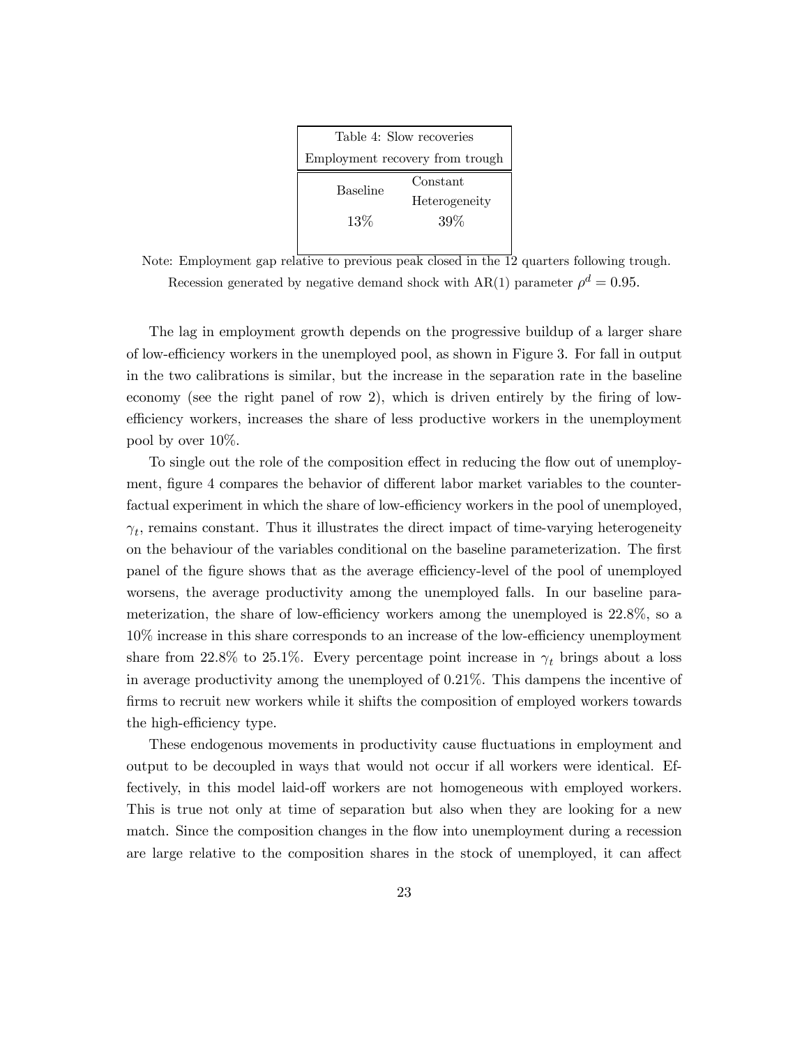| Table 4: Slow recoveries | |
| --- | --- |
| Employment recovery from trough | |
| Baseline | Constant Heterogeneity |
| 13% | 39% |

Note: Employment gap relative to previous peak closed in the 12 quarters following trough. Recession generated by negative demand shock with AR(1) parameter $\rho^d = 0.95$.

The lag in employment growth depends on the progressive buildup of a larger share of low-efficiency workers in the unemployed pool, as shown in Figure 3. For fall in output in the two calibrations is similar, but the increase in the separation rate in the baseline economy (see the right panel of row 2), which is driven entirely by the firing of low-efficiency workers, increases the share of less productive workers in the unemployment pool by over 10%.

To single out the role of the composition effect in reducing the flow out of unemployment, figure 4 compares the behavior of different labor market variables to the counterfactual experiment in which the share of low-efficiency workers in the pool of unemployed, $\gamma_t$, remains constant. Thus it illustrates the direct impact of time-varying heterogeneity on the behaviour of the variables conditional on the baseline parameterization. The first panel of the figure shows that as the average efficiency-level of the pool of unemployed worsens, the average productivity among the unemployed falls. In our baseline parameterization, the share of low-efficiency workers among the unemployed is 22.8%, so a 10% increase in this share corresponds to an increase of the low-efficiency unemployment share from 22.8% to 25.1%. Every percentage point increase in $\gamma_t$ brings about a loss in average productivity among the unemployed of 0.21%. This dampens the incentive of firms to recruit new workers while it shifts the composition of employed workers towards the high-efficiency type.

These endogenous movements in productivity cause fluctuations in employment and output to be decoupled in ways that would not occur if all workers were identical. Effectively, in this model laid-off workers are not homogeneous with employed workers. This is true not only at time of separation but also when they are looking for a new match. Since the composition changes in the flow into unemployment during a recession are large relative to the composition shares in the stock of unemployed, it can affect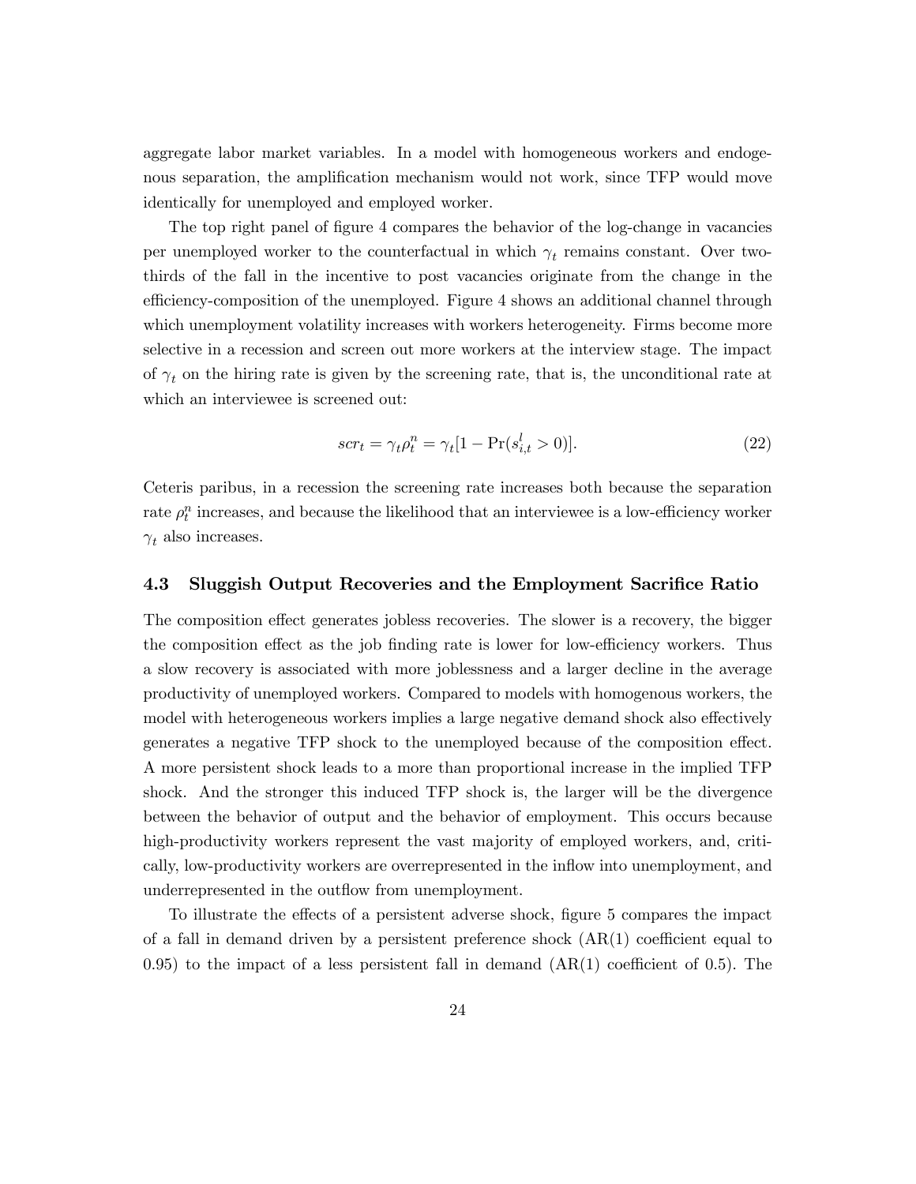aggregate labor market variables. In a model with homogeneous workers and endogenous separation, the amplification mechanism would not work, since TFP would move identically for unemployed and employed worker.

The top right panel of figure 4 compares the behavior of the log-change in vacancies per unemployed worker to the counterfactual in which $\gamma_t$ remains constant. Over two-thirds of the fall in the incentive to post vacancies originate from the change in the efficiency-composition of the unemployed. Figure 4 shows an additional channel through which unemployment volatility increases with workers heterogeneity. Firms become more selective in a recession and screen out more workers at the interview stage. The impact of $\gamma_t$ on the hiring rate is given by the screening rate, that is, the unconditional rate at which an interviewee is screened out:

$$scr_t = \gamma_t \rho_t^n = \gamma_t [1 - \Pr(s_{i,t}^l > 0)]. \tag{22}$$

Ceteris paribus, in a recession the screening rate increases both because the separation rate $\rho_t^n$ increases, and because the likelihood that an interviewee is a low-efficiency worker $\gamma_t$ also increases.

### 4.3 Sluggish Output Recoveries and the Employment Sacrifice Ratio

The composition effect generates jobless recoveries. The slower is a recovery, the bigger the composition effect as the job finding rate is lower for low-efficiency workers. Thus a slow recovery is associated with more joblessness and a larger decline in the average productivity of unemployed workers. Compared to models with homogenous workers, the model with heterogeneous workers implies a large negative demand shock also effectively generates a negative TFP shock to the unemployed because of the composition effect. A more persistent shock leads to a more than proportional increase in the implied TFP shock. And the stronger this induced TFP shock is, the larger will be the divergence between the behavior of output and the behavior of employment. This occurs because high-productivity workers represent the vast majority of employed workers, and, critically, low-productivity workers are overrepresented in the inflow into unemployment, and underrepresented in the outflow from unemployment.

To illustrate the effects of a persistent adverse shock, figure 5 compares the impact of a fall in demand driven by a persistent preference shock (AR(1) coefficient equal to 0.95) to the impact of a less persistent fall in demand (AR(1) coefficient of 0.5). The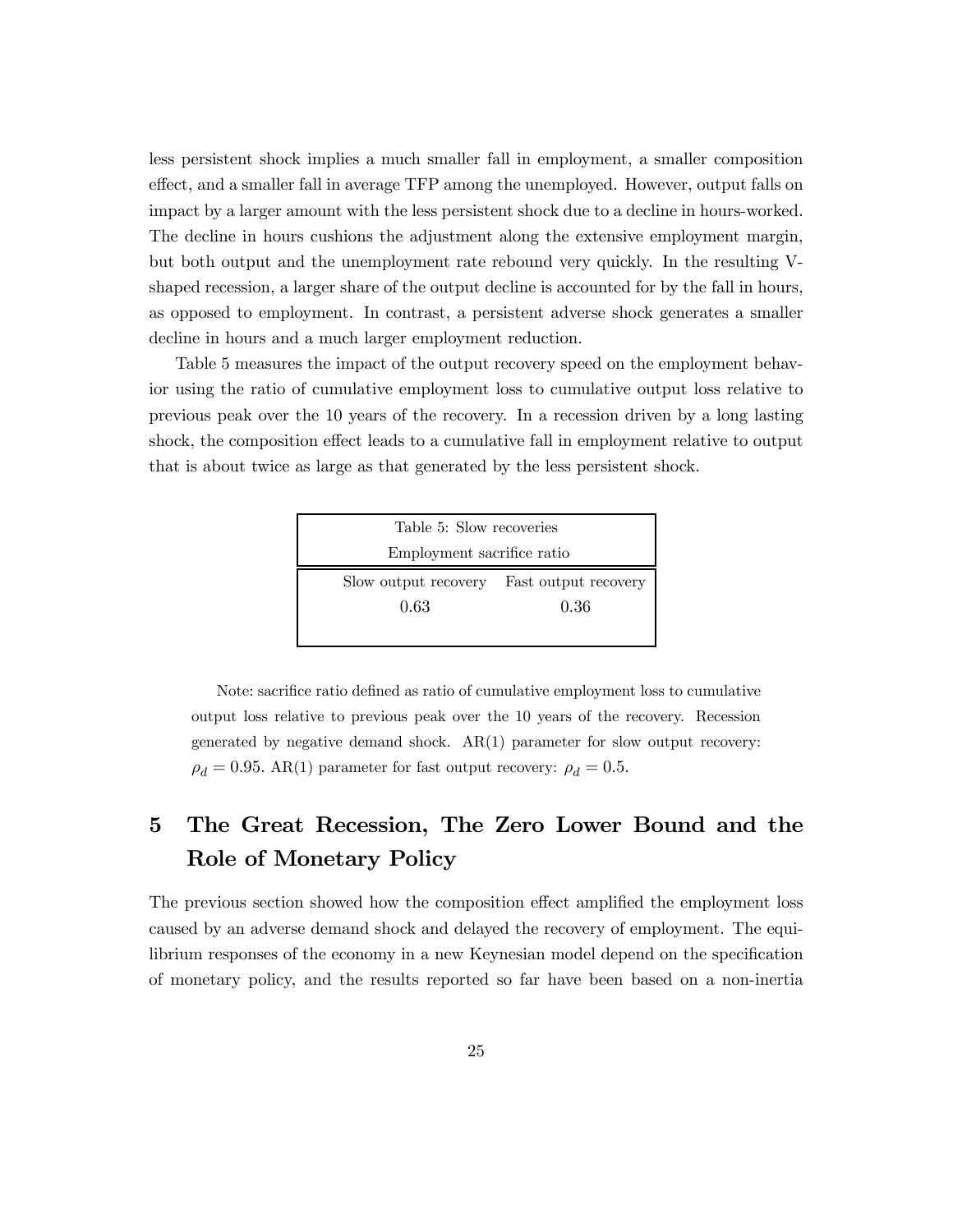less persistent shock implies a much smaller fall in employment, a smaller composition effect, and a smaller fall in average TFP among the unemployed. However, output falls on impact by a larger amount with the less persistent shock due to a decline in hours-worked. The decline in hours cushions the adjustment along the extensive employment margin, but both output and the unemployment rate rebound very quickly. In the resulting V-shaped recession, a larger share of the output decline is accounted for by the fall in hours, as opposed to employment. In contrast, a persistent adverse shock generates a smaller decline in hours and a much larger employment reduction.

Table 5 measures the impact of the output recovery speed on the employment behavior using the ratio of cumulative employment loss to cumulative output loss relative to previous peak over the 10 years of the recovery. In a recession driven by a long lasting shock, the composition effect leads to a cumulative fall in employment relative to output that is about twice as large as that generated by the less persistent shock.

Table 5: Slow recoveries

Employment sacrifice ratio

| Slow output recovery | Fast output recovery |
|---|---|
| 0.63 | 0.36 |

Note: sacrifice ratio defined as ratio of cumulative employment loss to cumulative output loss relative to previous peak over the 10 years of the recovery. Recession generated by negative demand shock. AR(1) parameter for slow output recovery: $\rho_d = 0.95$. AR(1) parameter for fast output recovery: $\rho_d = 0.5$.

# 5 The Great Recession, The Zero Lower Bound and the Role of Monetary Policy

The previous section showed how the composition effect amplified the employment loss caused by an adverse demand shock and delayed the recovery of employment. The equilibrium responses of the economy in a new Keynesian model depend on the specification of monetary policy, and the results reported so far have been based on a non-inertia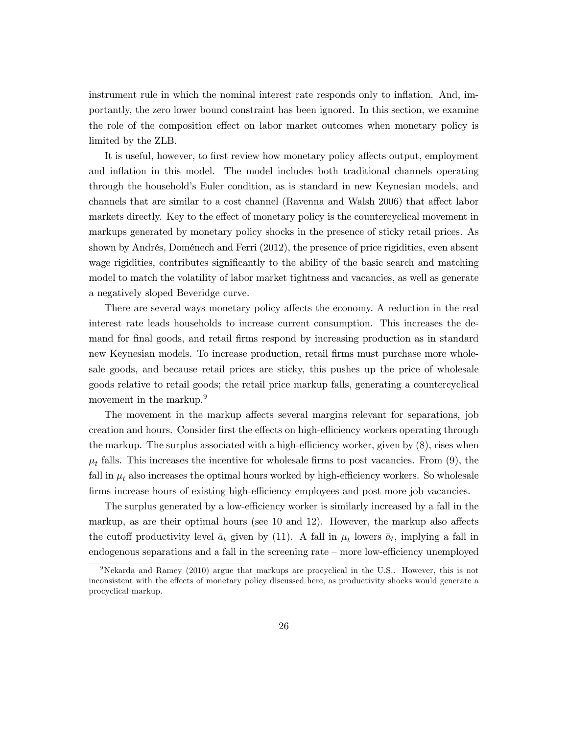instrument rule in which the nominal interest rate responds only to inflation. And, importantly, the zero lower bound constraint has been ignored. In this section, we examine the role of the composition effect on labor market outcomes when monetary policy is limited by the ZLB.

It is useful, however, to first review how monetary policy affects output, employment and inflation in this model. The model includes both traditional channels operating through the household's Euler condition, as is standard in new Keynesian models, and channels that are similar to a cost channel (Ravenna and Walsh 2006) that affect labor markets directly. Key to the effect of monetary policy is the countercyclical movement in markups generated by monetary policy shocks in the presence of sticky retail prices. As shown by Andrés, Doménech and Ferri (2012), the presence of price rigidities, even absent wage rigidities, contributes significantly to the ability of the basic search and matching model to match the volatility of labor market tightness and vacancies, as well as generate a negatively sloped Beveridge curve.

There are several ways monetary policy affects the economy. A reduction in the real interest rate leads households to increase current consumption. This increases the demand for final goods, and retail firms respond by increasing production as in standard new Keynesian models. To increase production, retail firms must purchase more wholesale goods, and because retail prices are sticky, this pushes up the price of wholesale goods relative to retail goods; the retail price markup falls, generating a countercyclical movement in the markup.[9]

The movement in the markup affects several margins relevant for separations, job creation and hours. Consider first the effects on high-efficiency workers operating through the markup. The surplus associated with a high-efficiency worker, given by (8), rises when $\mu_t$ falls. This increases the incentive for wholesale firms to post vacancies. From (9), the fall in $\mu_t$ also increases the optimal hours worked by high-efficiency workers. So wholesale firms increase hours of existing high-efficiency employees and post more job vacancies.

The surplus generated by a low-efficiency worker is similarly increased by a fall in the markup, as are their optimal hours (see 10 and 12). However, the markup also affects the cutoff productivity level $\bar{a}_t$ given by (11). A fall in $\mu_t$ lowers $\bar{a}_t$, implying a fall in endogenous separations and a fall in the screening rate – more low-efficiency unemployed

[9] Nekarda and Ramey (2010) argue that markups are procyclical in the U.S.. However, this is not inconsistent with the effects of monetary policy discussed here, as productivity shocks would generate a procyclical markup.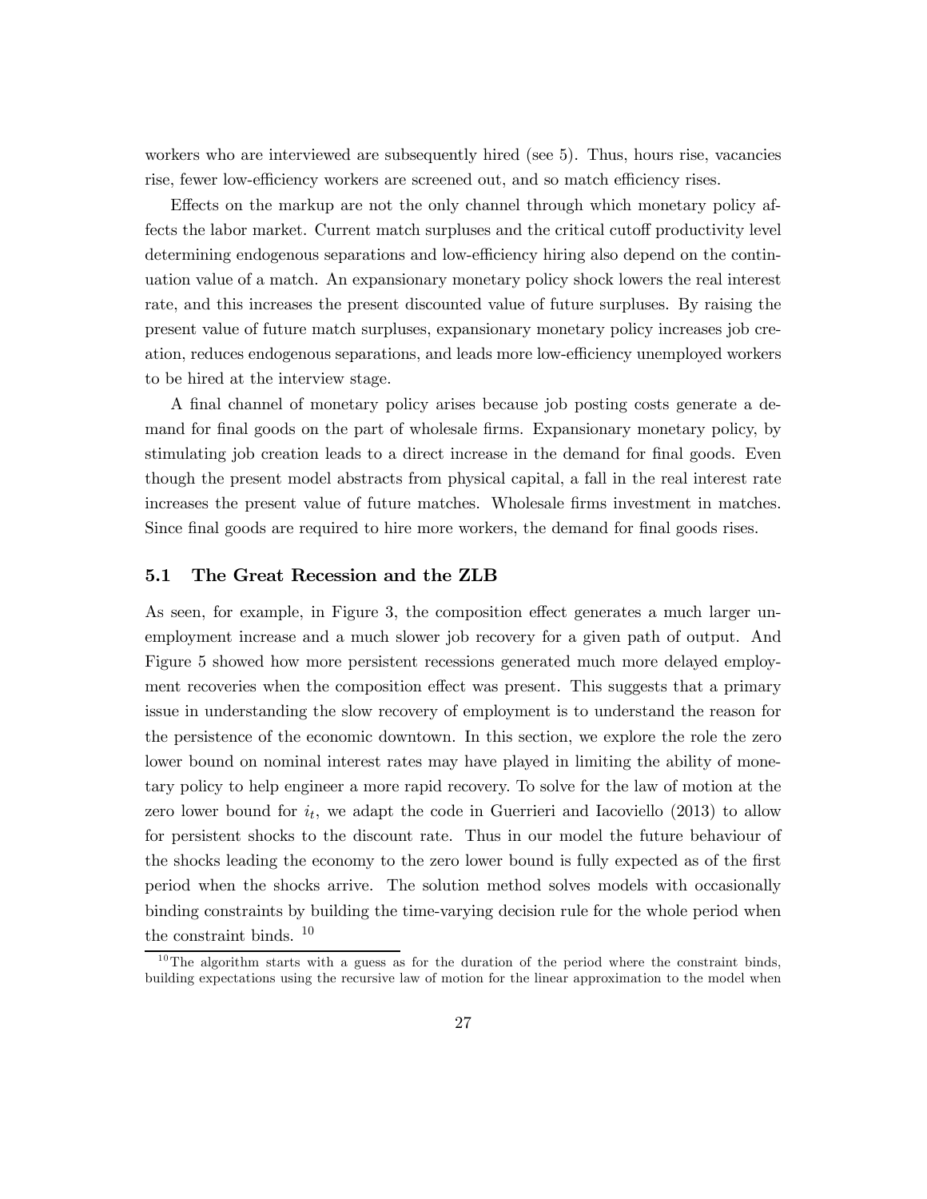workers who are interviewed are subsequently hired (see 5). Thus, hours rise, vacancies rise, fewer low-efficiency workers are screened out, and so match efficiency rises.

Effects on the markup are not the only channel through which monetary policy affects the labor market. Current match surpluses and the critical cutoff productivity level determining endogenous separations and low-efficiency hiring also depend on the continuation value of a match. An expansionary monetary policy shock lowers the real interest rate, and this increases the present discounted value of future surpluses. By raising the present value of future match surpluses, expansionary monetary policy increases job creation, reduces endogenous separations, and leads more low-efficiency unemployed workers to be hired at the interview stage.

A final channel of monetary policy arises because job posting costs generate a demand for final goods on the part of wholesale firms. Expansionary monetary policy, by stimulating job creation leads to a direct increase in the demand for final goods. Even though the present model abstracts from physical capital, a fall in the real interest rate increases the present value of future matches. Wholesale firms investment in matches. Since final goods are required to hire more workers, the demand for final goods rises.

### 5.1 The Great Recession and the ZLB

As seen, for example, in Figure 3, the composition effect generates a much larger unemployment increase and a much slower job recovery for a given path of output. And Figure 5 showed how more persistent recessions generated much more delayed employment recoveries when the composition effect was present. This suggests that a primary issue in understanding the slow recovery of employment is to understand the reason for the persistence of the economic downtown. In this section, we explore the role the zero lower bound on nominal interest rates may have played in limiting the ability of monetary policy to help engineer a more rapid recovery. To solve for the law of motion at the zero lower bound for $i_t$, we adapt the code in Guerrieri and Iacoviello (2013) to allow for persistent shocks to the discount rate. Thus in our model the future behaviour of the shocks leading the economy to the zero lower bound is fully expected as of the first period when the shocks arrive. The solution method solves models with occasionally binding constraints by building the time-varying decision rule for the whole period when the constraint binds. [10]

[10] The algorithm starts with a guess as for the duration of the period where the constraint binds, building expectations using the recursive law of motion for the linear approximation to the model when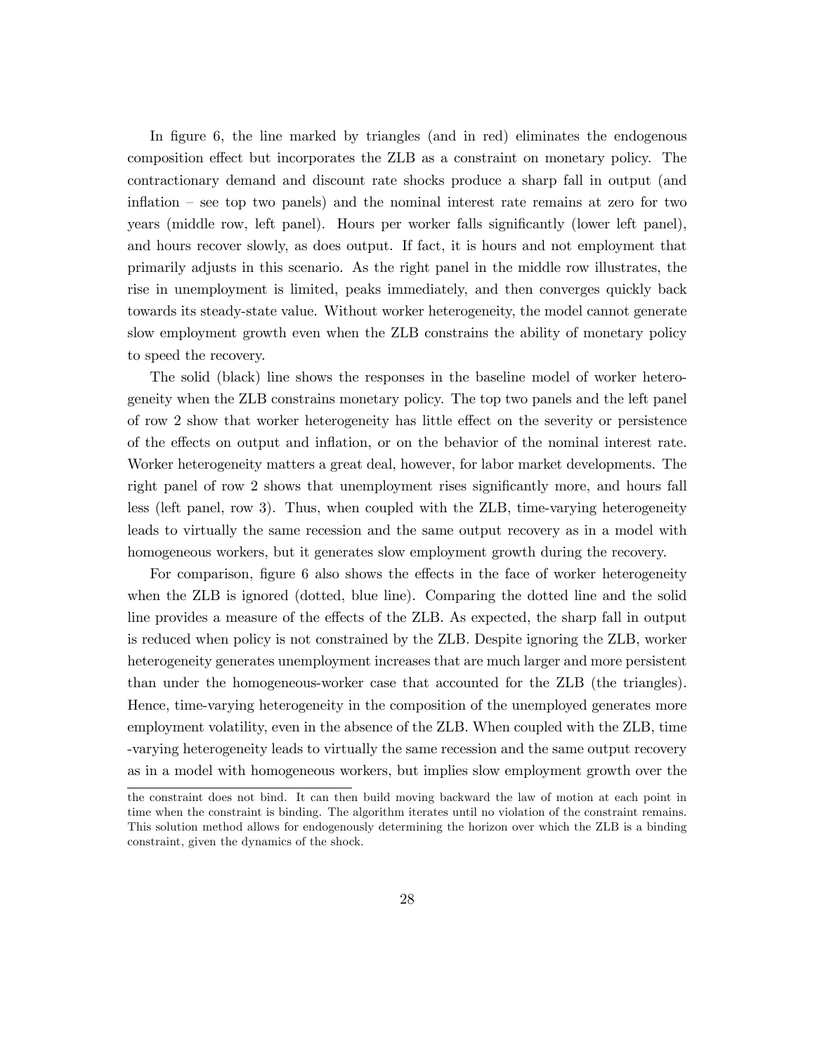In figure 6, the line marked by triangles (and in red) eliminates the endogenous composition effect but incorporates the ZLB as a constraint on monetary policy. The contractionary demand and discount rate shocks produce a sharp fall in output (and inflation – see top two panels) and the nominal interest rate remains at zero for two years (middle row, left panel). Hours per worker falls significantly (lower left panel), and hours recover slowly, as does output. If fact, it is hours and not employment that primarily adjusts in this scenario. As the right panel in the middle row illustrates, the rise in unemployment is limited, peaks immediately, and then converges quickly back towards its steady-state value. Without worker heterogeneity, the model cannot generate slow employment growth even when the ZLB constrains the ability of monetary policy to speed the recovery.

The solid (black) line shows the responses in the baseline model of worker heterogeneity when the ZLB constrains monetary policy. The top two panels and the left panel of row 2 show that worker heterogeneity has little effect on the severity or persistence of the effects on output and inflation, or on the behavior of the nominal interest rate. Worker heterogeneity matters a great deal, however, for labor market developments. The right panel of row 2 shows that unemployment rises significantly more, and hours fall less (left panel, row 3). Thus, when coupled with the ZLB, time-varying heterogeneity leads to virtually the same recession and the same output recovery as in a model with homogeneous workers, but it generates slow employment growth during the recovery.

For comparison, figure 6 also shows the effects in the face of worker heterogeneity when the ZLB is ignored (dotted, blue line). Comparing the dotted line and the solid line provides a measure of the effects of the ZLB. As expected, the sharp fall in output is reduced when policy is not constrained by the ZLB. Despite ignoring the ZLB, worker heterogeneity generates unemployment increases that are much larger and more persistent than under the homogeneous-worker case that accounted for the ZLB (the triangles). Hence, time-varying heterogeneity in the composition of the unemployed generates more employment volatility, even in the absence of the ZLB. When coupled with the ZLB, time -varying heterogeneity leads to virtually the same recession and the same output recovery as in a model with homogeneous workers, but implies slow employment growth over the

the constraint does not bind. It can then build moving backward the law of motion at each point in time when the constraint is binding. The algorithm iterates until no violation of the constraint remains. This solution method allows for endogenously determining the horizon over which the ZLB is a binding constraint, given the dynamics of the shock.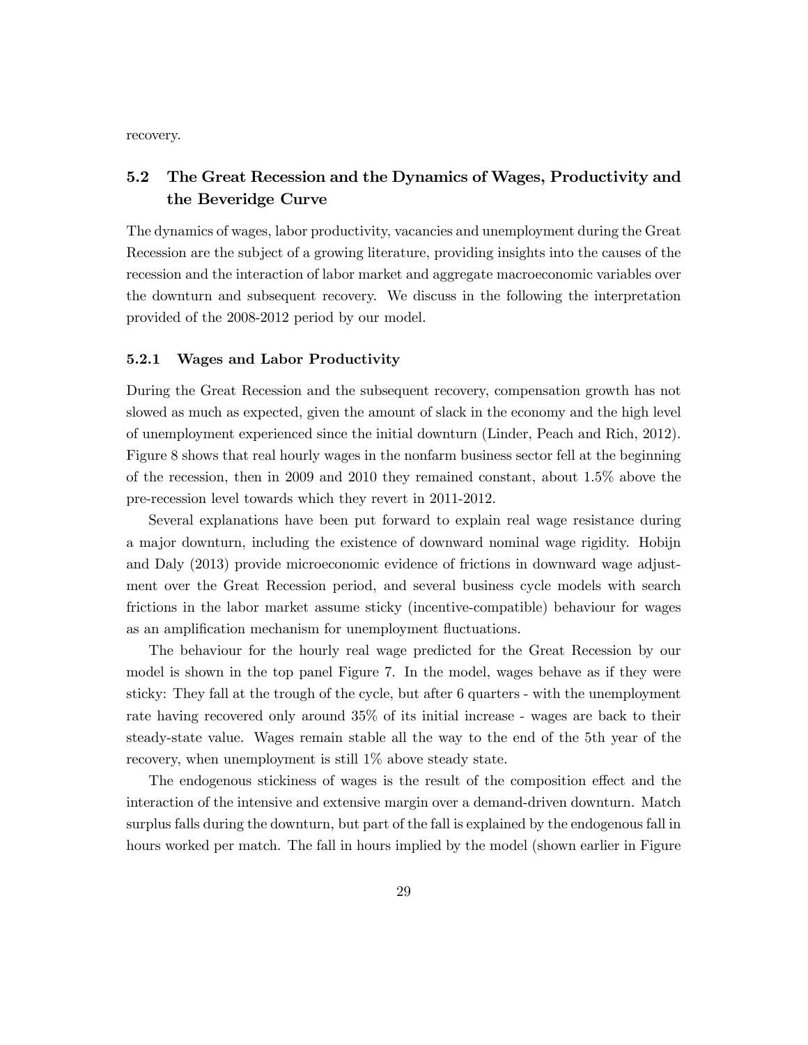recovery.

## 5.2 The Great Recession and the Dynamics of Wages, Productivity and the Beveridge Curve

The dynamics of wages, labor productivity, vacancies and unemployment during the Great Recession are the subject of a growing literature, providing insights into the causes of the recession and the interaction of labor market and aggregate macroeconomic variables over the downturn and subsequent recovery. We discuss in the following the interpretation provided of the 2008-2012 period by our model.

### 5.2.1 Wages and Labor Productivity

During the Great Recession and the subsequent recovery, compensation growth has not slowed as much as expected, given the amount of slack in the economy and the high level of unemployment experienced since the initial downturn (Linder, Peach and Rich, 2012). Figure 8 shows that real hourly wages in the nonfarm business sector fell at the beginning of the recession, then in 2009 and 2010 they remained constant, about 1.5% above the pre-recession level towards which they revert in 2011-2012.

Several explanations have been put forward to explain real wage resistance during a major downturn, including the existence of downward nominal wage rigidity. Hobijn and Daly (2013) provide microeconomic evidence of frictions in downward wage adjustment over the Great Recession period, and several business cycle models with search frictions in the labor market assume sticky (incentive-compatible) behaviour for wages as an amplification mechanism for unemployment fluctuations.

The behaviour for the hourly real wage predicted for the Great Recession by our model is shown in the top panel Figure 7. In the model, wages behave as if they were sticky: They fall at the trough of the cycle, but after 6 quarters - with the unemployment rate having recovered only around 35% of its initial increase - wages are back to their steady-state value. Wages remain stable all the way to the end of the 5th year of the recovery, when unemployment is still 1% above steady state.

The endogenous stickiness of wages is the result of the composition effect and the interaction of the intensive and extensive margin over a demand-driven downturn. Match surplus falls during the downturn, but part of the fall is explained by the endogenous fall in hours worked per match. The fall in hours implied by the model (shown earlier in Figure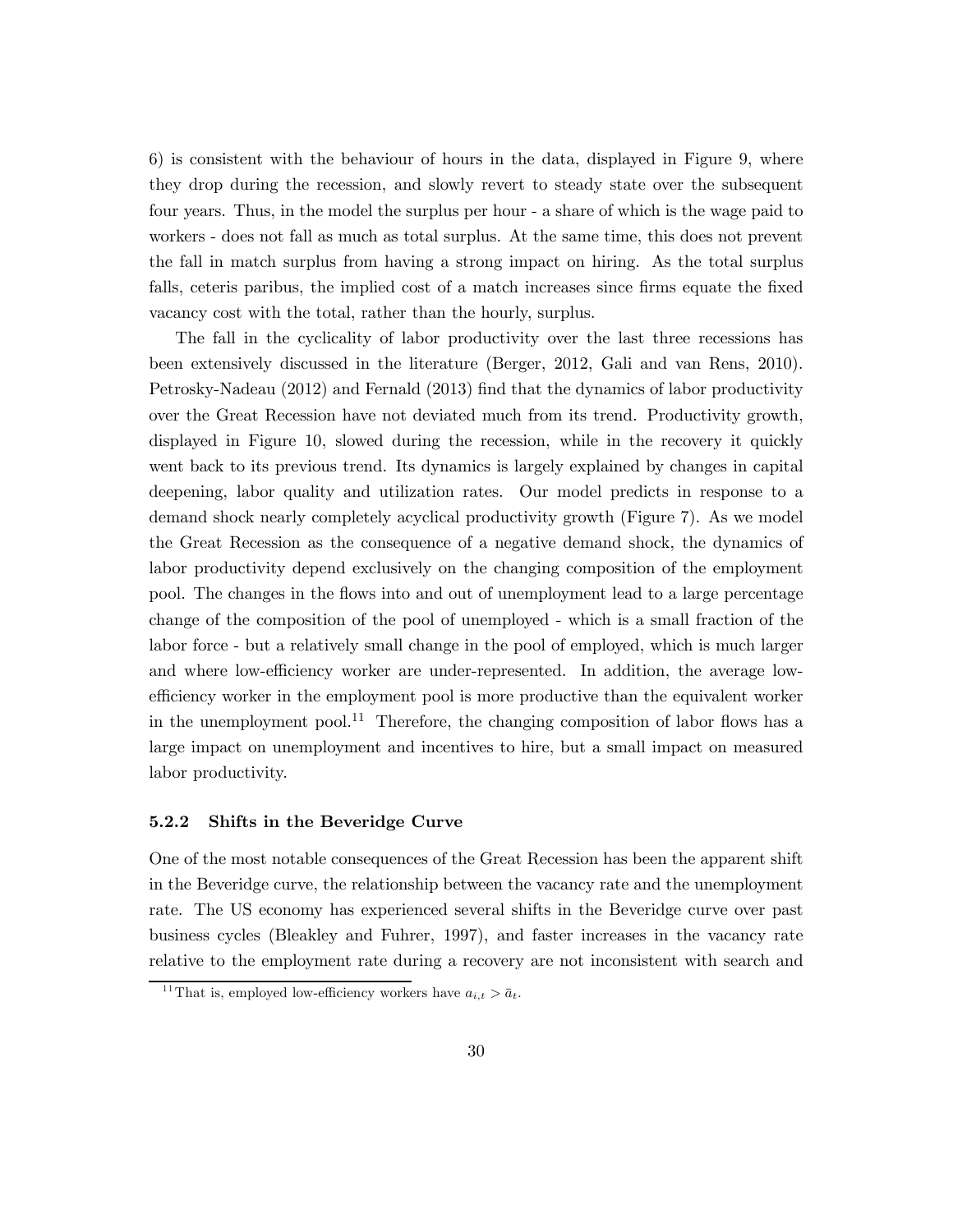6) is consistent with the behaviour of hours in the data, displayed in Figure 9, where they drop during the recession, and slowly revert to steady state over the subsequent four years. Thus, in the model the surplus per hour - a share of which is the wage paid to workers - does not fall as much as total surplus. At the same time, this does not prevent the fall in match surplus from having a strong impact on hiring. As the total surplus falls, ceteris paribus, the implied cost of a match increases since firms equate the fixed vacancy cost with the total, rather than the hourly, surplus.

The fall in the cyclicality of labor productivity over the last three recessions has been extensively discussed in the literature (Berger, 2012, Gali and van Rens, 2010). Petrosky-Nadeau (2012) and Fernald (2013) find that the dynamics of labor productivity over the Great Recession have not deviated much from its trend. Productivity growth, displayed in Figure 10, slowed during the recession, while in the recovery it quickly went back to its previous trend. Its dynamics is largely explained by changes in capital deepening, labor quality and utilization rates. Our model predicts in response to a demand shock nearly completely acyclical productivity growth (Figure 7). As we model the Great Recession as the consequence of a negative demand shock, the dynamics of labor productivity depend exclusively on the changing composition of the employment pool. The changes in the flows into and out of unemployment lead to a large percentage change of the composition of the pool of unemployed - which is a small fraction of the labor force - but a relatively small change in the pool of employed, which is much larger and where low-efficiency worker are under-represented. In addition, the average low-efficiency worker in the employment pool is more productive than the equivalent worker in the unemployment pool.[11] Therefore, the changing composition of labor flows has a large impact on unemployment and incentives to hire, but a small impact on measured labor productivity.

### 5.2.2 Shifts in the Beveridge Curve

One of the most notable consequences of the Great Recession has been the apparent shift in the Beveridge curve, the relationship between the vacancy rate and the unemployment rate. The US economy has experienced several shifts in the Beveridge curve over past business cycles (Bleakley and Fuhrer, 1997), and faster increases in the vacancy rate relative to the employment rate during a recovery are not inconsistent with search and

[11] That is, employed low-efficiency workers have $a_{i,t} > \bar{a}_t$.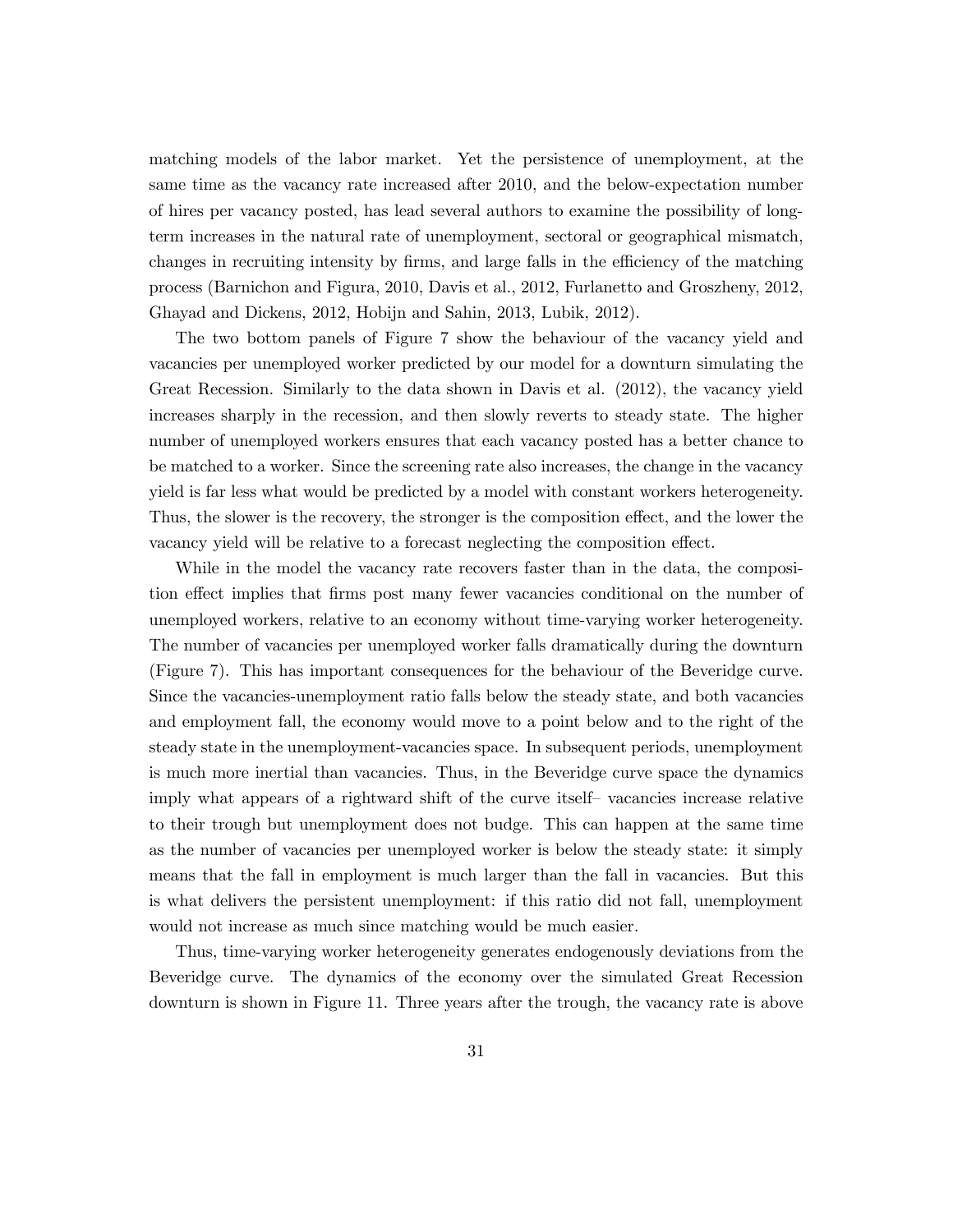matching models of the labor market. Yet the persistence of unemployment, at the same time as the vacancy rate increased after 2010, and the below-expectation number of hires per vacancy posted, has lead several authors to examine the possibility of long-term increases in the natural rate of unemployment, sectoral or geographical mismatch, changes in recruiting intensity by firms, and large falls in the efficiency of the matching process (Barnichon and Figura, 2010, Davis et al., 2012, Furlanetto and Groszheny, 2012, Ghayad and Dickens, 2012, Hobijn and Sahin, 2013, Lubik, 2012).

The two bottom panels of Figure 7 show the behaviour of the vacancy yield and vacancies per unemployed worker predicted by our model for a downturn simulating the Great Recession. Similarly to the data shown in Davis et al. (2012), the vacancy yield increases sharply in the recession, and then slowly reverts to steady state. The higher number of unemployed workers ensures that each vacancy posted has a better chance to be matched to a worker. Since the screening rate also increases, the change in the vacancy yield is far less what would be predicted by a model with constant workers heterogeneity. Thus, the slower is the recovery, the stronger is the composition effect, and the lower the vacancy yield will be relative to a forecast neglecting the composition effect.

While in the model the vacancy rate recovers faster than in the data, the composition effect implies that firms post many fewer vacancies conditional on the number of unemployed workers, relative to an economy without time-varying worker heterogeneity. The number of vacancies per unemployed worker falls dramatically during the downturn (Figure 7). This has important consequences for the behaviour of the Beveridge curve. Since the vacancies-unemployment ratio falls below the steady state, and both vacancies and employment fall, the economy would move to a point below and to the right of the steady state in the unemployment-vacancies space. In subsequent periods, unemployment is much more inertial than vacancies. Thus, in the Beveridge curve space the dynamics imply what appears of a rightward shift of the curve itself– vacancies increase relative to their trough but unemployment does not budge. This can happen at the same time as the number of vacancies per unemployed worker is below the steady state: it simply means that the fall in employment is much larger than the fall in vacancies. But this is what delivers the persistent unemployment: if this ratio did not fall, unemployment would not increase as much since matching would be much easier.

Thus, time-varying worker heterogeneity generates endogenously deviations from the Beveridge curve. The dynamics of the economy over the simulated Great Recession downturn is shown in Figure 11. Three years after the trough, the vacancy rate is above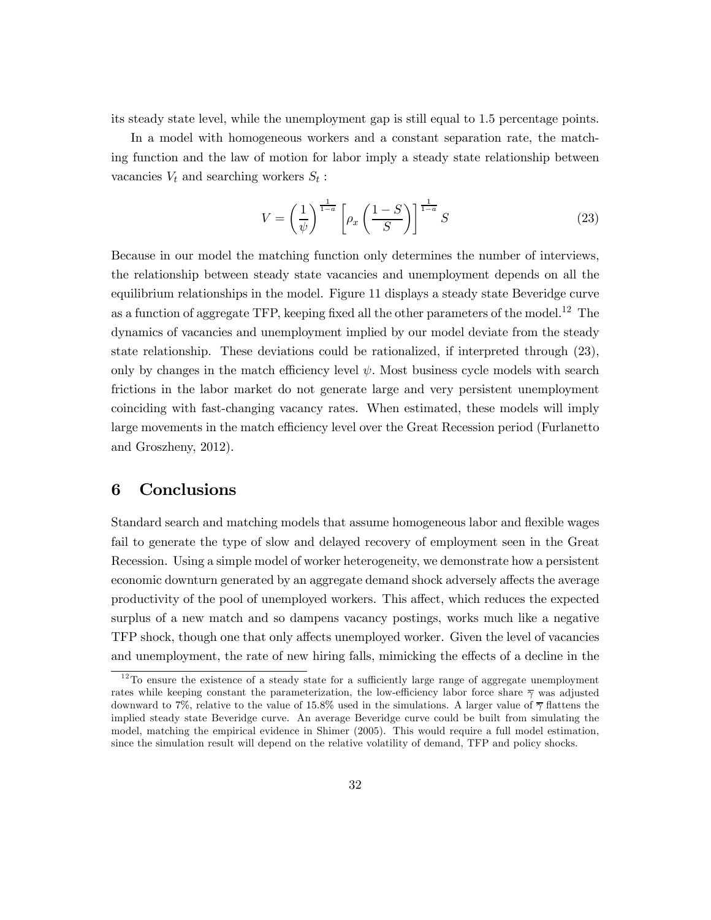its steady state level, while the unemployment gap is still equal to 1.5 percentage points.

In a model with homogeneous workers and a constant separation rate, the matching function and the law of motion for labor imply a steady state relationship between vacancies $V_t$ and searching workers $S_t$ :

$$V = \left(\frac{1}{\psi}\right)^{\frac{1}{1-a}} \left[\rho_x \left(\frac{1-S}{S}\right)\right]^{\frac{1}{1-a}} S \tag{23}$$

Because in our model the matching function only determines the number of interviews, the relationship between steady state vacancies and unemployment depends on all the equilibrium relationships in the model. Figure 11 displays a steady state Beveridge curve as a function of aggregate TFP, keeping fixed all the other parameters of the model.[12] The dynamics of vacancies and unemployment implied by our model deviate from the steady state relationship. These deviations could be rationalized, if interpreted through (23), only by changes in the match efficiency level $\psi$. Most business cycle models with search frictions in the labor market do not generate large and very persistent unemployment coinciding with fast-changing vacancy rates. When estimated, these models will imply large movements in the match efficiency level over the Great Recession period (Furlanetto and Groszheny, 2012).

# 6 Conclusions

Standard search and matching models that assume homogeneous labor and flexible wages fail to generate the type of slow and delayed recovery of employment seen in the Great Recession. Using a simple model of worker heterogeneity, we demonstrate how a persistent economic downturn generated by an aggregate demand shock adversely affects the average productivity of the pool of unemployed workers. This affect, which reduces the expected surplus of a new match and so dampens vacancy postings, works much like a negative TFP shock, though one that only affects unemployed worker. Given the level of vacancies and unemployment, the rate of new hiring falls, mimicking the effects of a decline in the

[12] To ensure the existence of a steady state for a sufficiently large range of aggregate unemployment rates while keeping constant the parameterization, the low-efficiency labor force share $\overline{\gamma}$ was adjusted downward to 7%, relative to the value of 15.8% used in the simulations. A larger value of $\overline{\gamma}$ flattens the implied steady state Beveridge curve. An average Beveridge curve could be built from simulating the model, matching the empirical evidence in Shimer (2005). This would require a full model estimation, since the simulation result will depend on the relative volatility of demand, TFP and policy shocks.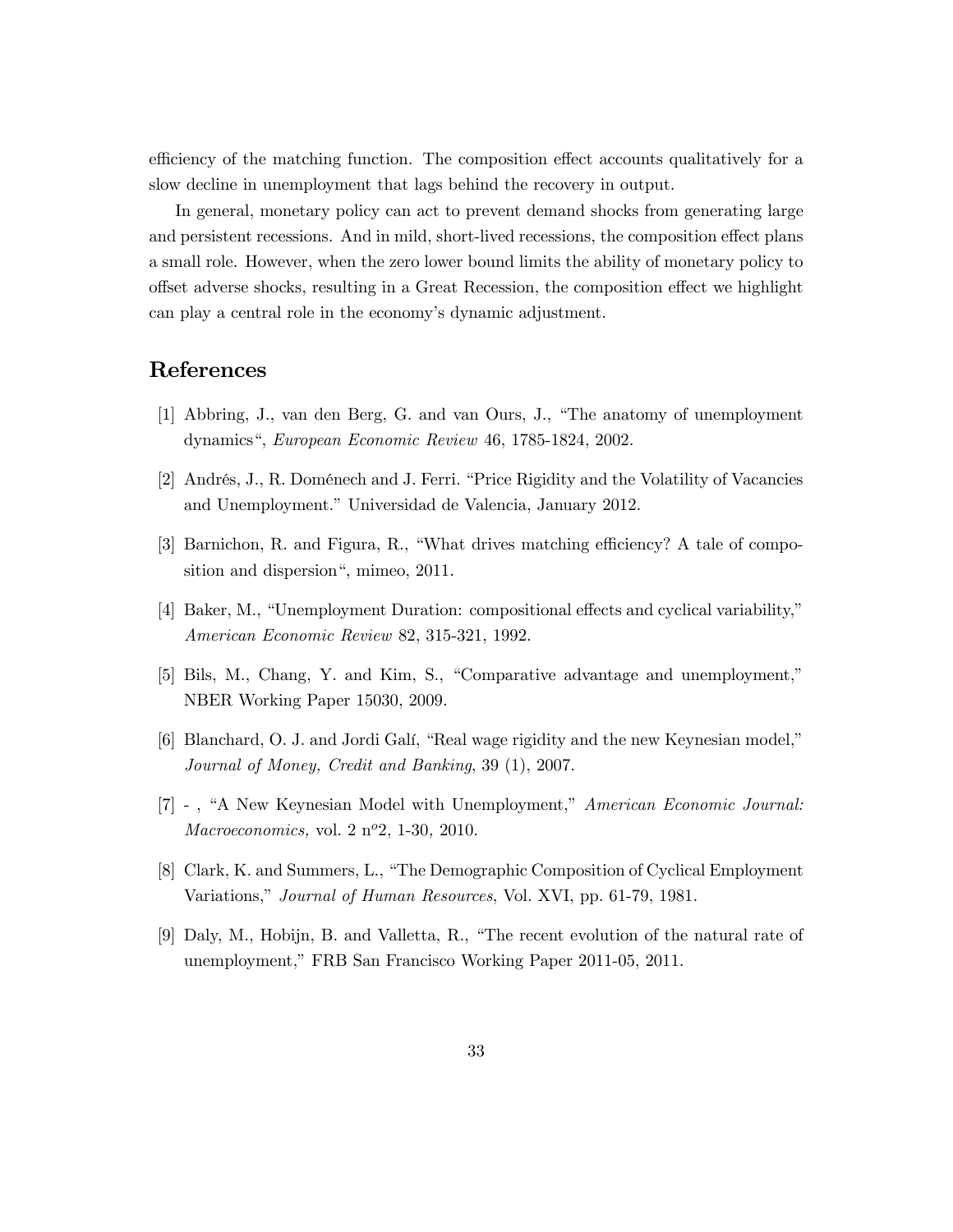efficiency of the matching function. The composition effect accounts qualitatively for a slow decline in unemployment that lags behind the recovery in output.

In general, monetary policy can act to prevent demand shocks from generating large and persistent recessions. And in mild, short-lived recessions, the composition effect plans a small role. However, when the zero lower bound limits the ability of monetary policy to offset adverse shocks, resulting in a Great Recession, the composition effect we highlight can play a central role in the economy's dynamic adjustment.

# References

[1] Abbring, J., van den Berg, G. and van Ours, J., "The anatomy of unemployment dynamics", *European Economic Review* 46, 1785-1824, 2002.

[2] Andrés, J., R. Doménech and J. Ferri. "Price Rigidity and the Volatility of Vacancies and Unemployment." Universidad de Valencia, January 2012.

[3] Barnichon, R. and Figura, R., "What drives matching efficiency? A tale of composition and dispersion", mimeo, 2011.

[4] Baker, M., "Unemployment Duration: compositional effects and cyclical variability," *American Economic Review* 82, 315-321, 1992.

[5] Bils, M., Chang, Y. and Kim, S., "Comparative advantage and unemployment," NBER Working Paper 15030, 2009.

[6] Blanchard, O. J. and Jordi Galí, "Real wage rigidity and the new Keynesian model," *Journal of Money, Credit and Banking*, 39 (1), 2007.

[7] - , "A New Keynesian Model with Unemployment," *American Economic Journal: Macroeconomics,* vol. 2 n$^{o}$2, 1-30*,* 2010.

[8] Clark, K. and Summers, L., "The Demographic Composition of Cyclical Employment Variations," *Journal of Human Resources*, Vol. XVI, pp. 61-79, 1981.

[9] Daly, M., Hobijn, B. and Valletta, R., "The recent evolution of the natural rate of unemployment," FRB San Francisco Working Paper 2011-05, 2011.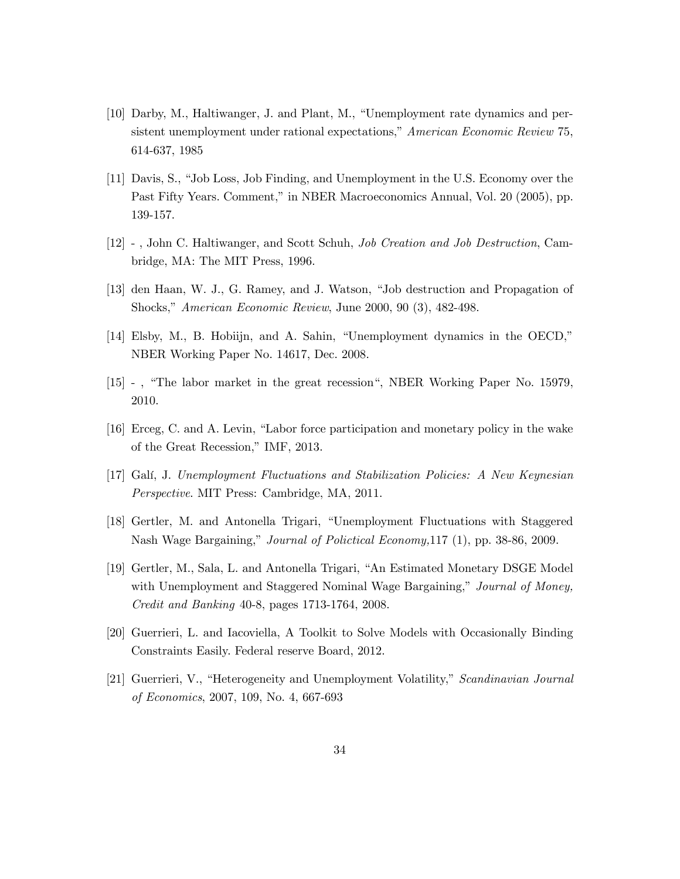[10] Darby, M., Haltiwanger, J. and Plant, M., "Unemployment rate dynamics and persistent unemployment under rational expectations," *American Economic Review* 75, 614-637, 1985

[11] Davis, S., "Job Loss, Job Finding, and Unemployment in the U.S. Economy over the Past Fifty Years. Comment," in NBER Macroeconomics Annual, Vol. 20 (2005), pp. 139-157.

[12] - , John C. Haltiwanger, and Scott Schuh, *Job Creation and Job Destruction*, Cambridge, MA: The MIT Press, 1996.

[13] den Haan, W. J., G. Ramey, and J. Watson, "Job destruction and Propagation of Shocks," *American Economic Review*, June 2000, 90 (3), 482-498.

[14] Elsby, M., B. Hobiijn, and A. Sahin, "Unemployment dynamics in the OECD," NBER Working Paper No. 14617, Dec. 2008.

[15] - , "The labor market in the great recession", NBER Working Paper No. 15979, 2010.

[16] Erceg, C. and A. Levin, "Labor force participation and monetary policy in the wake of the Great Recession," IMF, 2013.

[17] Galí, J. *Unemployment Fluctuations and Stabilization Policies: A New Keynesian Perspective*. MIT Press: Cambridge, MA, 2011.

[18] Gertler, M. and Antonella Trigari, "Unemployment Fluctuations with Staggered Nash Wage Bargaining," *Journal of Polictical Economy,*117 (1), pp. 38-86, 2009.

[19] Gertler, M., Sala, L. and Antonella Trigari, "An Estimated Monetary DSGE Model with Unemployment and Staggered Nominal Wage Bargaining," *Journal of Money, Credit and Banking* 40-8, pages 1713-1764, 2008.

[20] Guerrieri, L. and Iacoviella, A Toolkit to Solve Models with Occasionally Binding Constraints Easily. Federal reserve Board, 2012.

[21] Guerrieri, V., "Heterogeneity and Unemployment Volatility," *Scandinavian Journal of Economics*, 2007, 109, No. 4, 667-693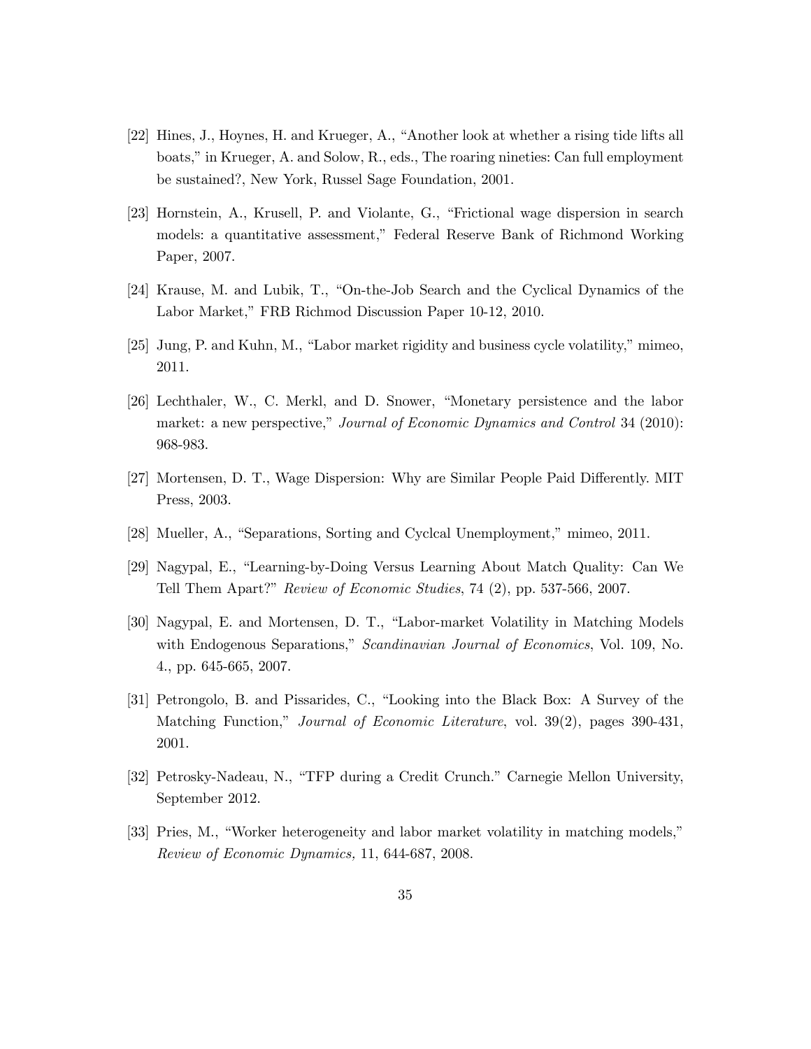[22] Hines, J., Hoynes, H. and Krueger, A., "Another look at whether a rising tide lifts all boats," in Krueger, A. and Solow, R., eds., The roaring nineties: Can full employment be sustained?, New York, Russel Sage Foundation, 2001.

[23] Hornstein, A., Krusell, P. and Violante, G., "Frictional wage dispersion in search models: a quantitative assessment," Federal Reserve Bank of Richmond Working Paper, 2007.

[24] Krause, M. and Lubik, T., "On-the-Job Search and the Cyclical Dynamics of the Labor Market," FRB Richmod Discussion Paper 10-12, 2010.

[25] Jung, P. and Kuhn, M., "Labor market rigidity and business cycle volatility," mimeo, 2011.

[26] Lechthaler, W., C. Merkl, and D. Snower, "Monetary persistence and the labor market: a new perspective," *Journal of Economic Dynamics and Control* 34 (2010): 968-983.

[27] Mortensen, D. T., Wage Dispersion: Why are Similar People Paid Differently. MIT Press, 2003.

[28] Mueller, A., "Separations, Sorting and Cyclcal Unemployment," mimeo, 2011.

[29] Nagypal, E., "Learning-by-Doing Versus Learning About Match Quality: Can We Tell Them Apart?" *Review of Economic Studies*, 74 (2), pp. 537-566, 2007.

[30] Nagypal, E. and Mortensen, D. T., "Labor-market Volatility in Matching Models with Endogenous Separations," *Scandinavian Journal of Economics*, Vol. 109, No. 4., pp. 645-665, 2007.

[31] Petrongolo, B. and Pissarides, C., "Looking into the Black Box: A Survey of the Matching Function," *Journal of Economic Literature*, vol. 39(2), pages 390-431, 2001.

[32] Petrosky-Nadeau, N., "TFP during a Credit Crunch." Carnegie Mellon University, September 2012.

[33] Pries, M., "Worker heterogeneity and labor market volatility in matching models," *Review of Economic Dynamics,* 11, 644-687, 2008.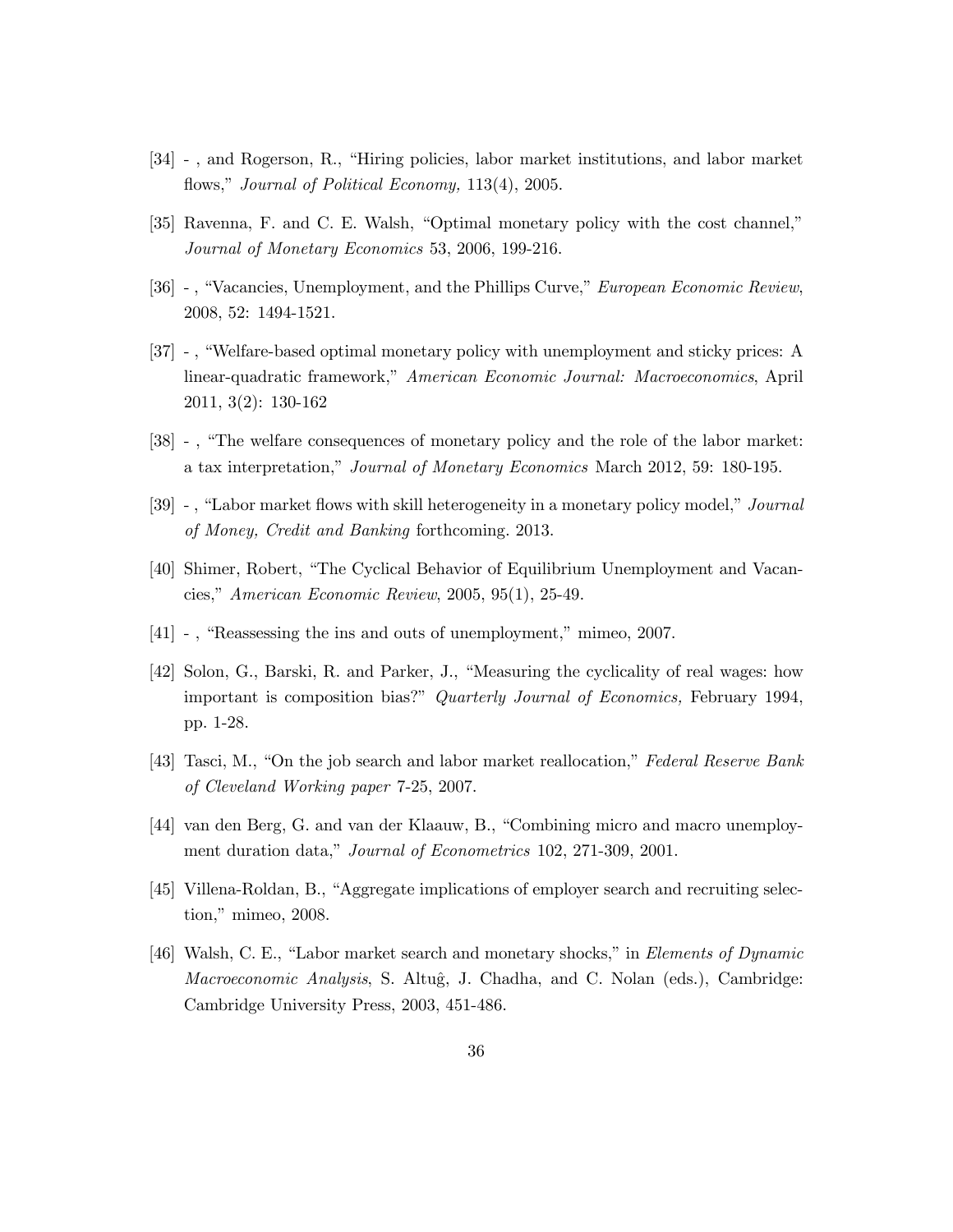[34] - , and Rogerson, R., "Hiring policies, labor market institutions, and labor market flows," *Journal of Political Economy,* 113(4), 2005.

[35] Ravenna, F. and C. E. Walsh, "Optimal monetary policy with the cost channel," *Journal of Monetary Economics* 53, 2006, 199-216.

[36] - , "Vacancies, Unemployment, and the Phillips Curve," *European Economic Review*, 2008, 52: 1494-1521.

[37] - , "Welfare-based optimal monetary policy with unemployment and sticky prices: A linear-quadratic framework," *American Economic Journal: Macroeconomics*, April 2011, 3(2): 130-162

[38] - , "The welfare consequences of monetary policy and the role of the labor market: a tax interpretation," *Journal of Monetary Economics* March 2012, 59: 180-195.

[39] - , "Labor market flows with skill heterogeneity in a monetary policy model," *Journal of Money, Credit and Banking* forthcoming. 2013.

[40] Shimer, Robert, "The Cyclical Behavior of Equilibrium Unemployment and Vacancies," *American Economic Review*, 2005, 95(1), 25-49.

[41] - , "Reassessing the ins and outs of unemployment," mimeo, 2007.

[42] Solon, G., Barski, R. and Parker, J., "Measuring the cyclicality of real wages: how important is composition bias?" *Quarterly Journal of Economics,* February 1994, pp. 1-28.

[43] Tasci, M., "On the job search and labor market reallocation," *Federal Reserve Bank of Cleveland Working paper* 7-25, 2007.

[44] van den Berg, G. and van der Klaauw, B., "Combining micro and macro unemployment duration data," *Journal of Econometrics* 102, 271-309, 2001.

[45] Villena-Roldan, B., "Aggregate implications of employer search and recruiting selection," mimeo, 2008.

[46] Walsh, C. E., "Labor market search and monetary shocks," in *Elements of Dynamic Macroeconomic Analysis*, S. Altuĝ, J. Chadha, and C. Nolan (eds.), Cambridge: Cambridge University Press, 2003, 451-486.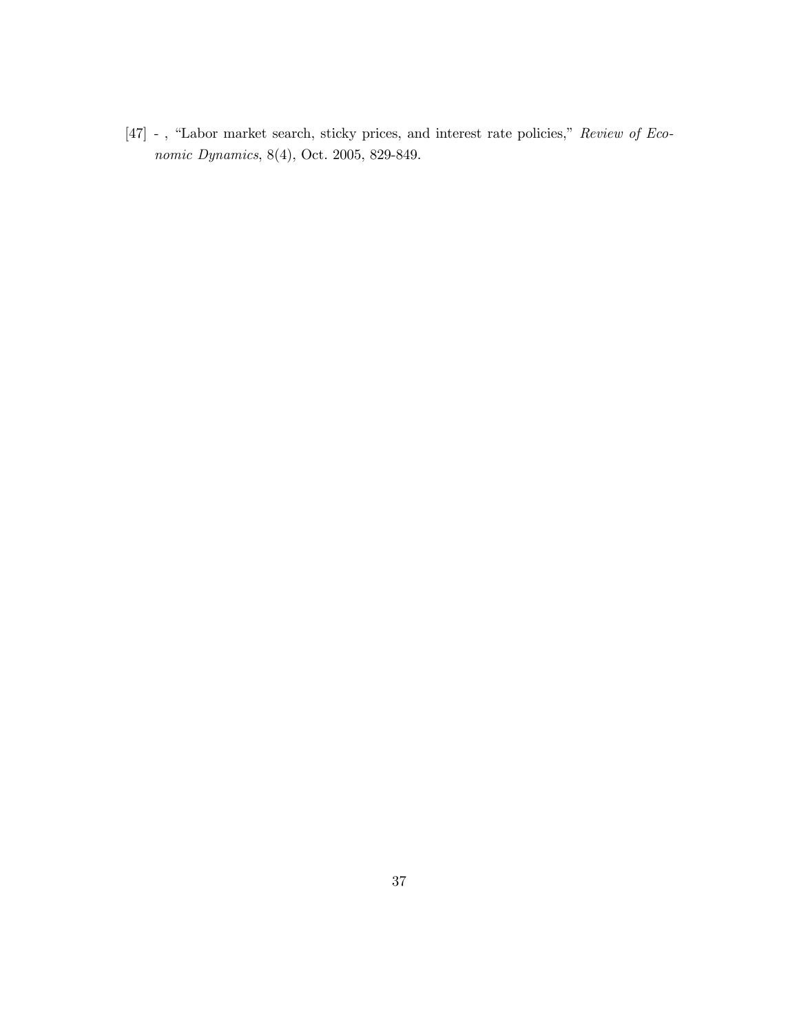[47] - , "Labor market search, sticky prices, and interest rate policies," *Review of Economic Dynamics*, 8(4), Oct. 2005, 829-849.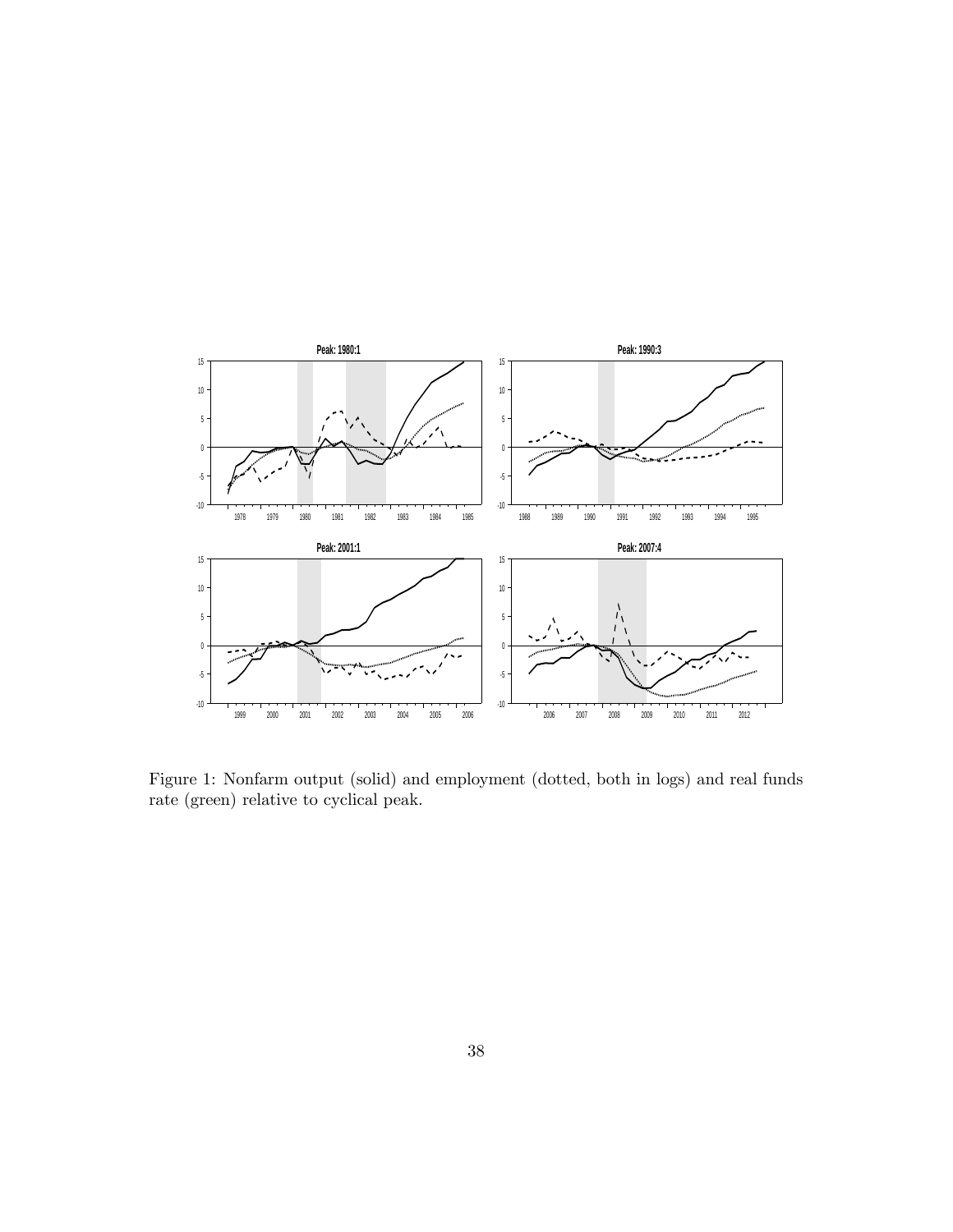Figure 1: Nonfarm output (solid) and employment (dotted, both in logs) and real funds rate (green) relative to cyclical peak.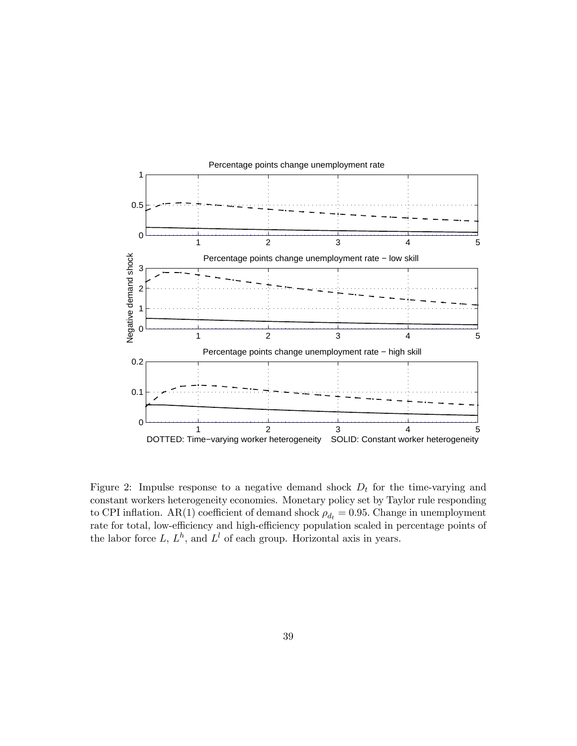Figure 2: Impulse response to a negative demand shock $D_t$ for the time-varying and constant workers heterogeneity economies. Monetary policy set by Taylor rule responding to CPI inflation. AR(1) coefficient of demand shock $\rho_{d_t} = 0.95$. Change in unemployment rate for total, low-efficiency and high-efficiency population scaled in percentage points of the labor force $L$, $L^h$, and $L^l$ of each group. Horizontal axis in years.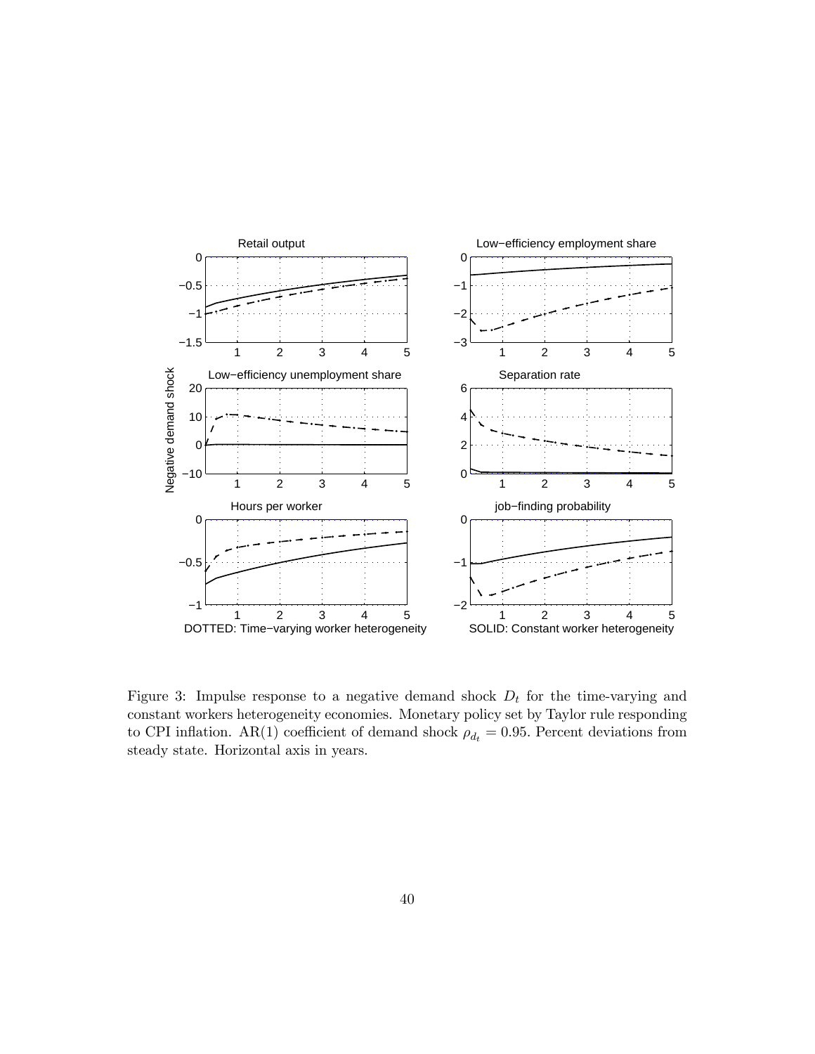Figure 3: Impulse response to a negative demand shock $D_t$ for the time-varying and constant workers heterogeneity economies. Monetary policy set by Taylor rule responding to CPI inflation. AR(1) coefficient of demand shock $\rho_{d_t} = 0.95$. Percent deviations from steady state. Horizontal axis in years.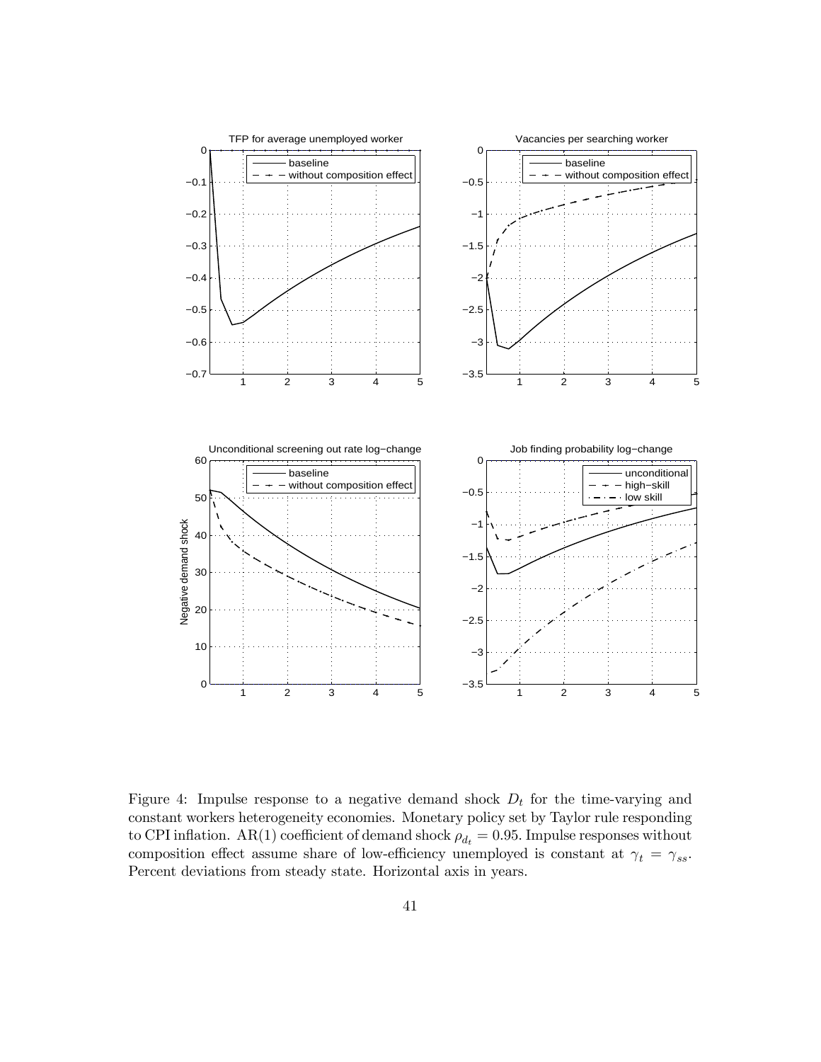Figure 4: Impulse response to a negative demand shock $D_t$ for the time-varying and constant workers heterogeneity economies. Monetary policy set by Taylor rule responding to CPI inflation. AR(1) coefficient of demand shock $\rho_{d_t} = 0.95$. Impulse responses without composition effect assume share of low-efficiency unemployed is constant at $\gamma_t = \gamma_{ss}$. Percent deviations from steady state. Horizontal axis in years.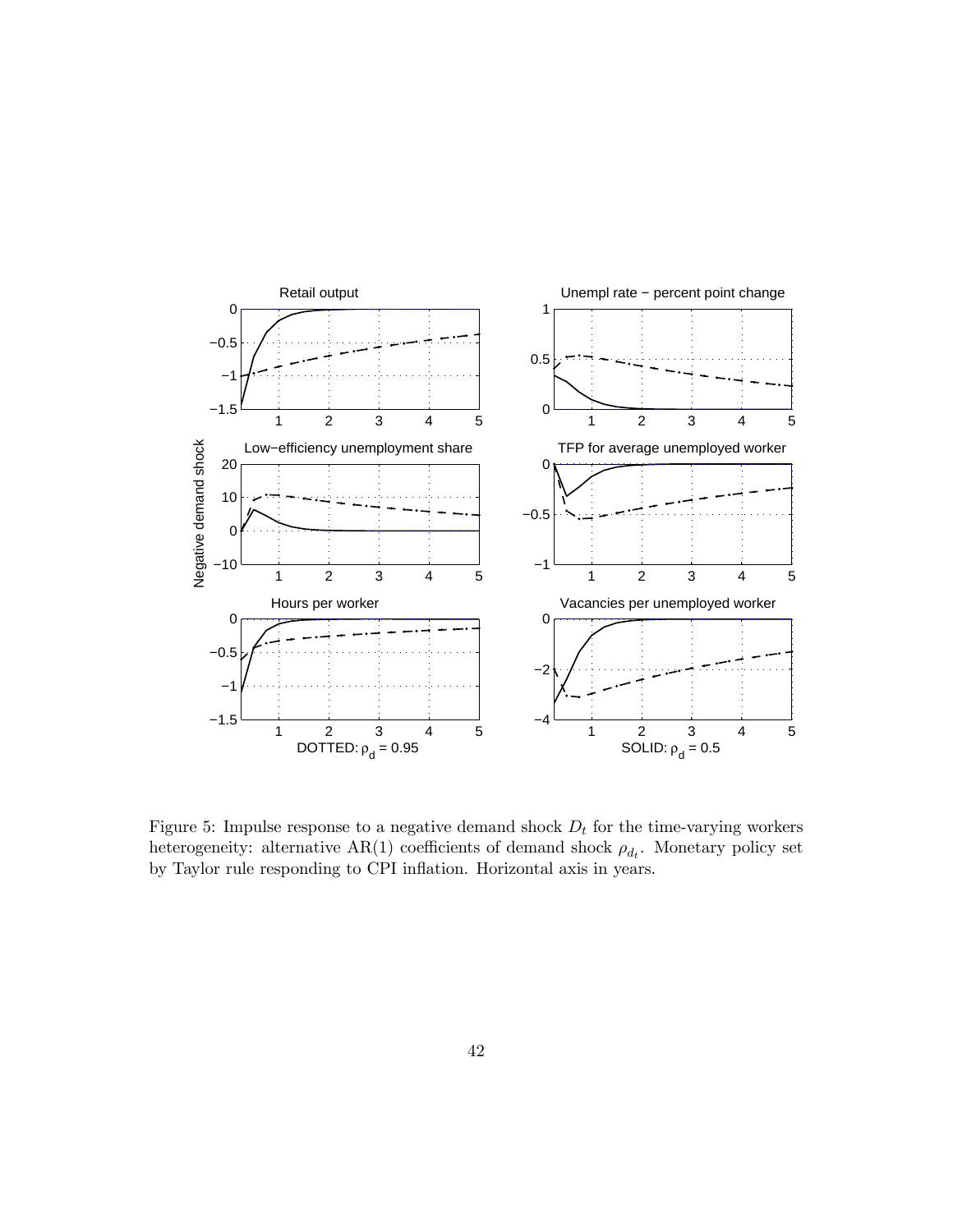Figure 5: Impulse response to a negative demand shock $D_t$ for the time-varying workers heterogeneity: alternative AR(1) coefficients of demand shock $\rho_{d_t}$. Monetary policy set by Taylor rule responding to CPI inflation. Horizontal axis in years.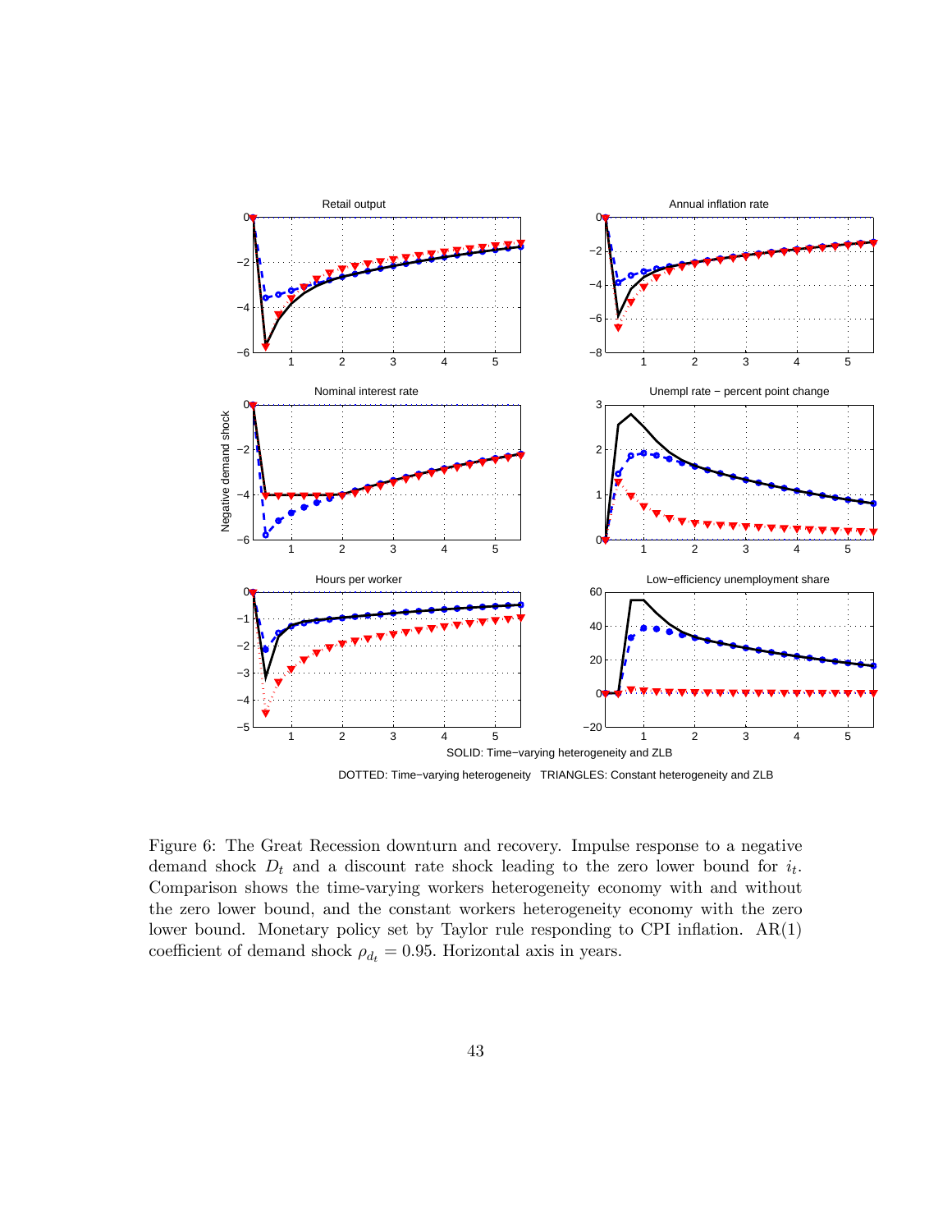Figure 6: The Great Recession downturn and recovery. Impulse response to a negative demand shock $D_t$ and a discount rate shock leading to the zero lower bound for $i_t$. Comparison shows the time-varying workers heterogeneity economy with and without the zero lower bound, and the constant workers heterogeneity economy with the zero lower bound. Monetary policy set by Taylor rule responding to CPI inflation. AR(1) coefficient of demand shock $\rho_{d_t} = 0.95$. Horizontal axis in years.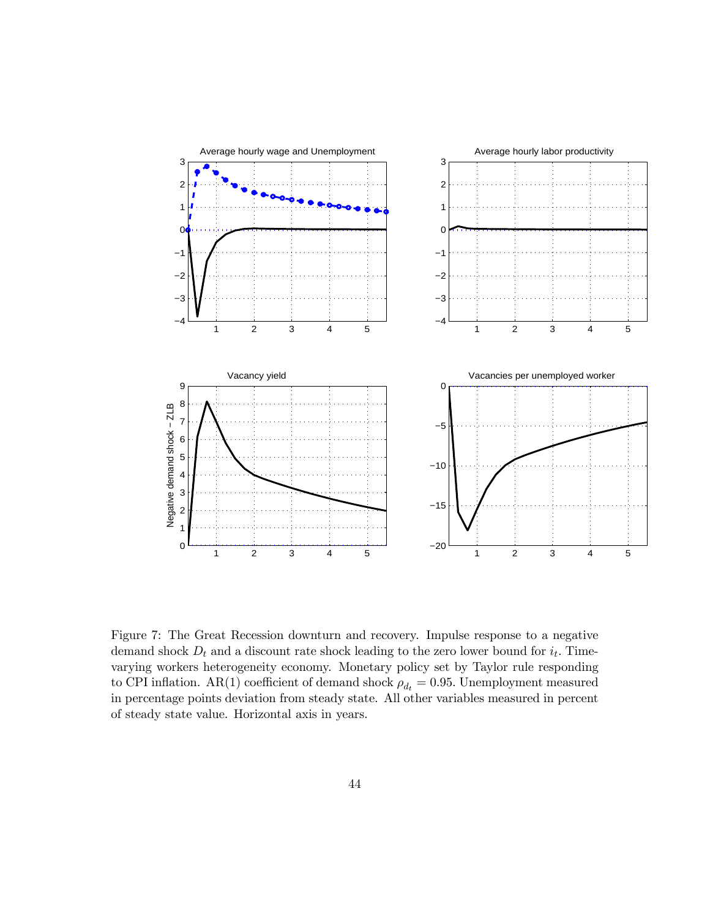Figure 7: The Great Recession downturn and recovery. Impulse response to a negative demand shock $D_t$ and a discount rate shock leading to the zero lower bound for $i_t$. Time-varying workers heterogeneity economy. Monetary policy set by Taylor rule responding to CPI inflation. AR(1) coefficient of demand shock $\rho_{d_t} = 0.95$. Unemployment measured in percentage points deviation from steady state. All other variables measured in percent of steady state value. Horizontal axis in years.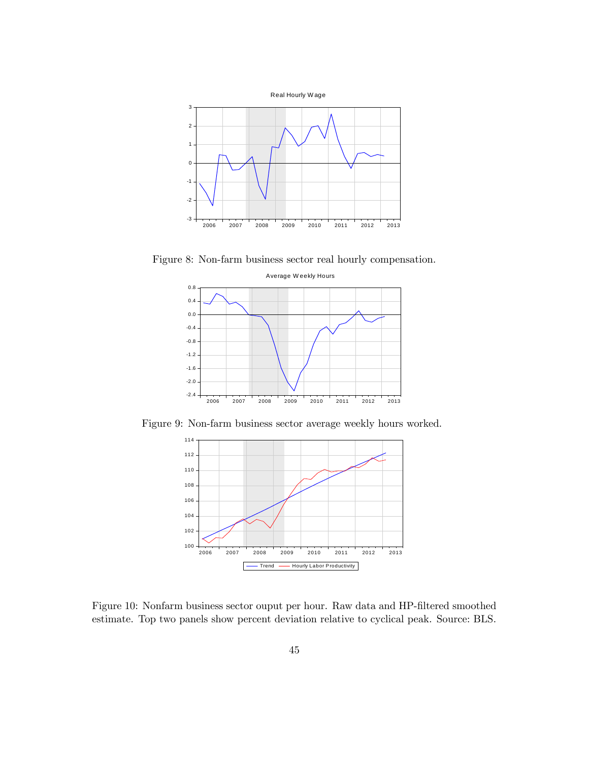Figure 8: Non-farm business sector real hourly compensation.

Figure 9: Non-farm business sector average weekly hours worked.

Figure 10: Nonfarm business sector ouput per hour. Raw data and HP-filtered smoothed estimate. Top two panels show percent deviation relative to cyclical peak. Source: BLS.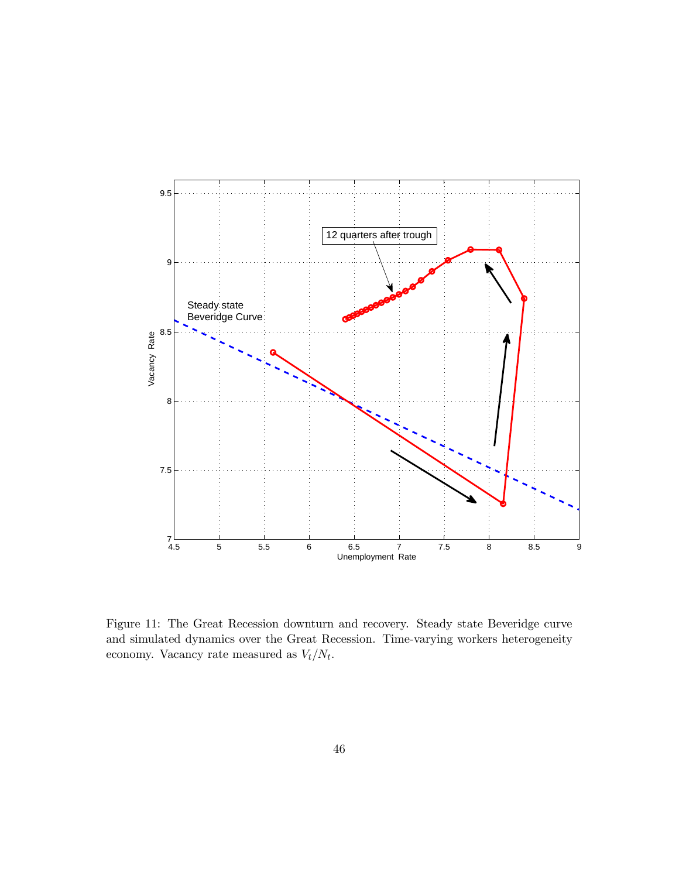12 quarters after trough

Steady state
Beveridge Curve

Vacancy Rate

9.5
9
8.5
8
7.5
7

4.5 5 5.5 6 6.5 7 7.5 8 8.5 9

Unemployment Rate

Figure 11: The Great Recession downturn and recovery. Steady state Beveridge curve and simulated dynamics over the Great Recession. Time-varying workers heterogeneity economy. Vacancy rate measured as $V_t/N_t$.